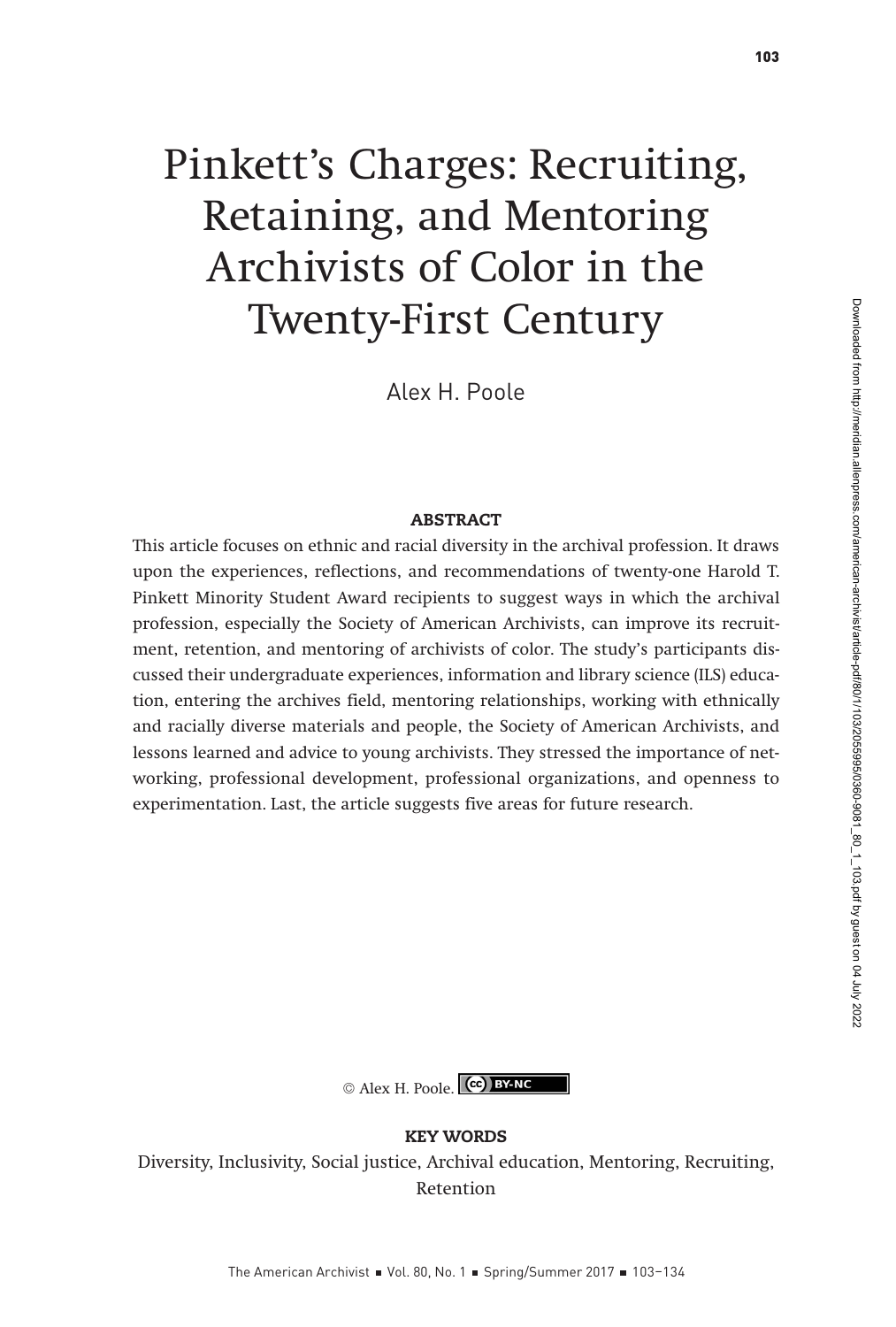# Pinkett's Charges: Recruiting, Retaining, and Mentoring Archivists of Color in the Twenty-First Century

Alex H. Poole

## ABSTRACT

This article focuses on ethnic and racial diversity in the archival profession. It draws upon the experiences, reflections, and recommendations of twenty-one Harold T. Pinkett Minority Student Award recipients to suggest ways in which the archival profession, especially the Society of American Archivists, can improve its recruitment, retention, and mentoring of archivists of color. The study's participants discussed their undergraduate experiences, information and library science (ILS) education, entering the archives field, mentoring relationships, working with ethnically and racially diverse materials and people, the Society of American Archivists, and lessons learned and advice to young archivists. They stressed the importance of networking, professional development, professional organizations, and openness to experimentation. Last, the article suggests five areas for future research.

© Alex H. Poole. BY-NC

## KEY WORDS

Diversity, Inclusivity, Social justice, Archival education, Mentoring, Recruiting, Retention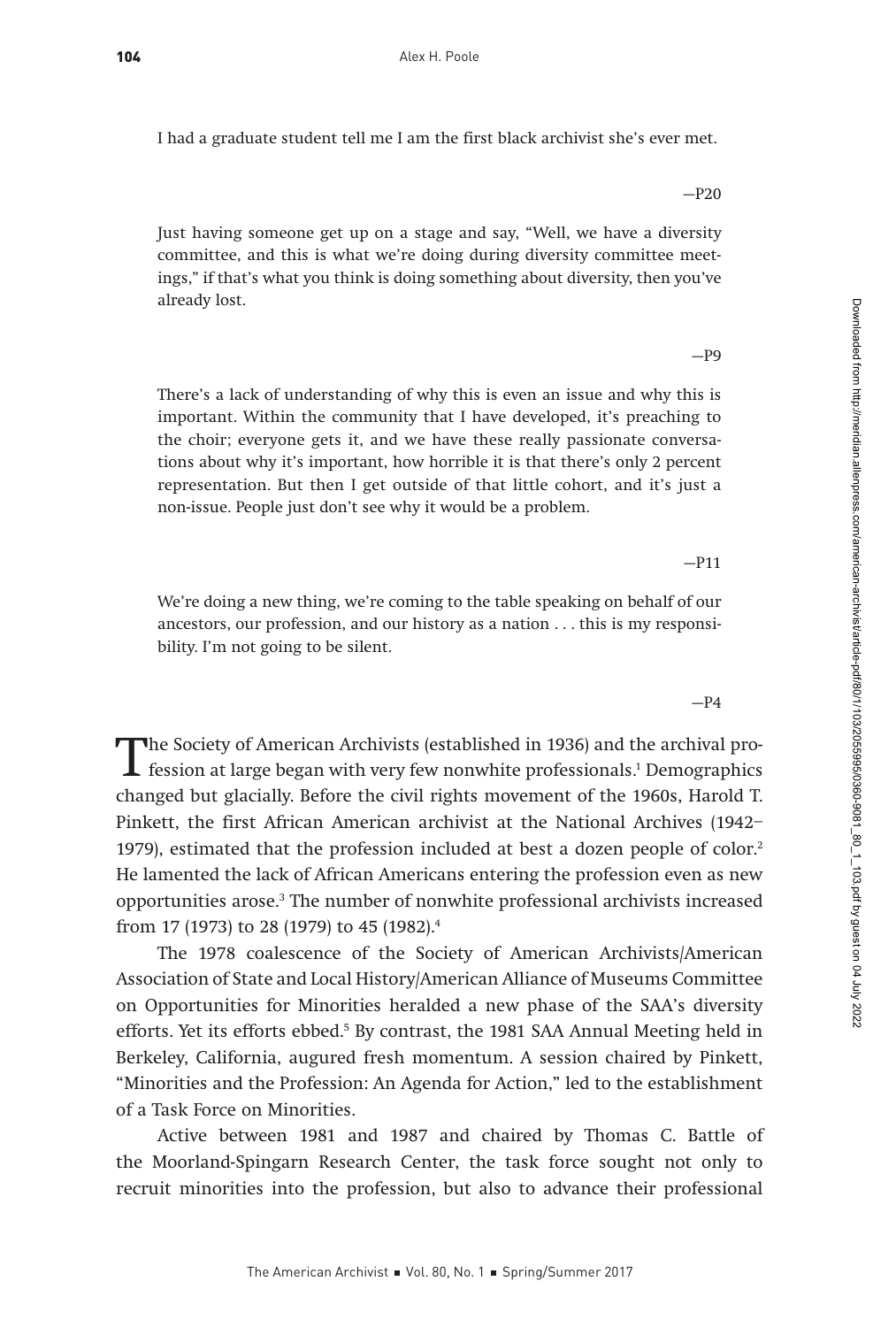> I had a graduate student tell me I am the first black archivist she's ever met.
>
> —P20

> Just having someone get up on a stage and say, "Well, we have a diversity committee, and this is what we're doing during diversity committee meetings," if that's what you think is doing something about diversity, then you've already lost.
>
> —P9

> There's a lack of understanding of why this is even an issue and why this is important. Within the community that I have developed, it's preaching to the choir; everyone gets it, and we have these really passionate conversations about why it's important, how horrible it is that there's only 2 percent representation. But then I get outside of that little cohort, and it's just a non-issue. People just don't see why it would be a problem.
>
> —P11

> We're doing a new thing, we're coming to the table speaking on behalf of our ancestors, our profession, and our history as a nation . . . this is my responsibility. I'm not going to be silent.
>
> —P4

The Society of American Archivists (established in 1936) and the archival profession at large began with very few nonwhite professionals.[1] Demographics changed but glacially. Before the civil rights movement of the 1960s, Harold T. Pinkett, the first African American archivist at the National Archives (1942–1979), estimated that the profession included at best a dozen people of color.[2] He lamented the lack of African Americans entering the profession even as new opportunities arose.[3] The number of nonwhite professional archivists increased from 17 (1973) to 28 (1979) to 45 (1982).[4]

The 1978 coalescence of the Society of American Archivists/American Association of State and Local History/American Alliance of Museums Committee on Opportunities for Minorities heralded a new phase of the SAA's diversity efforts. Yet its efforts ebbed.[5] By contrast, the 1981 SAA Annual Meeting held in Berkeley, California, augured fresh momentum. A session chaired by Pinkett, "Minorities and the Profession: An Agenda for Action," led to the establishment of a Task Force on Minorities.

Active between 1981 and 1987 and chaired by Thomas C. Battle of the Moorland-Spingarn Research Center, the task force sought not only to recruit minorities into the profession, but also to advance their professional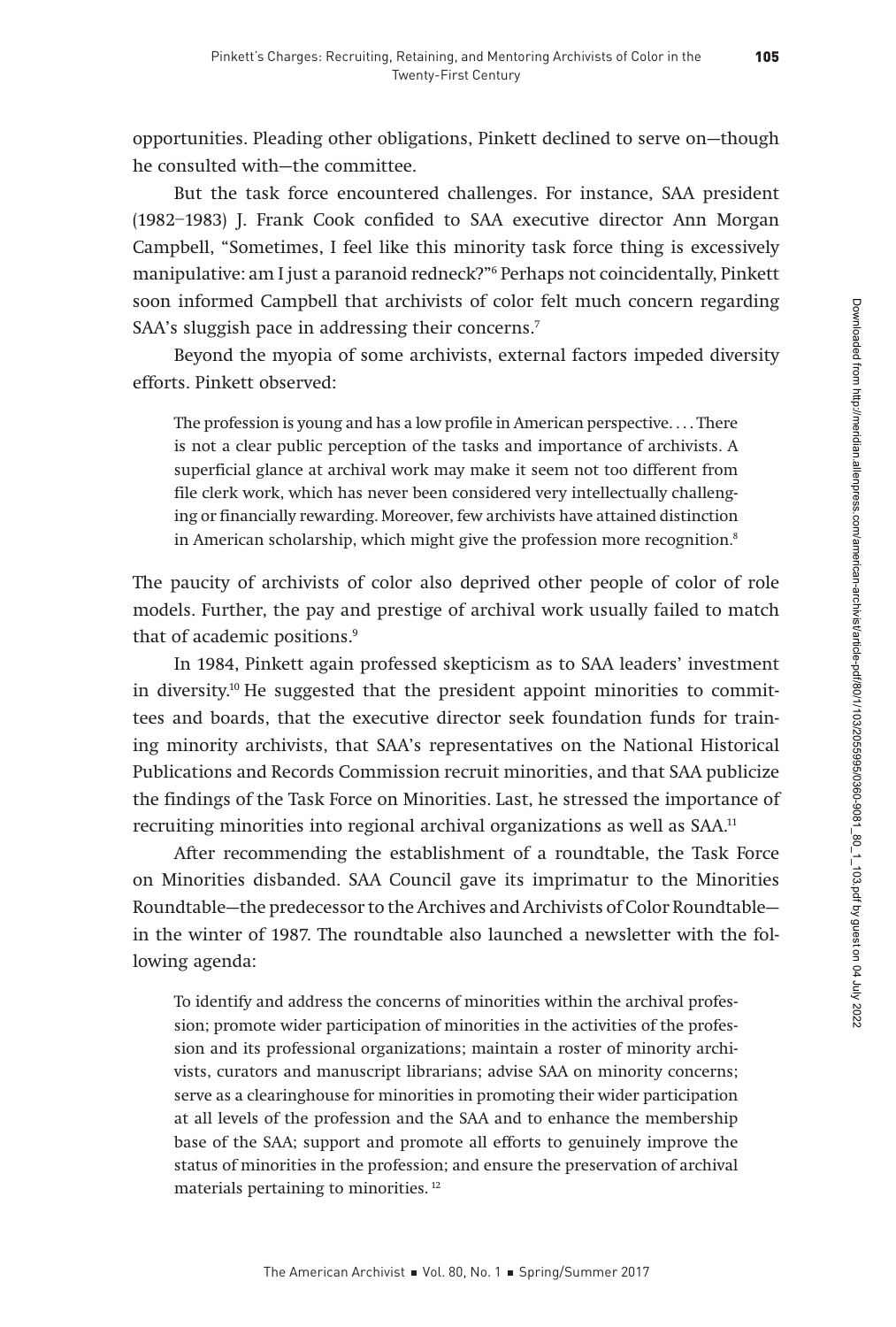opportunities. Pleading other obligations, Pinkett declined to serve on—though he consulted with—the committee.

But the task force encountered challenges. For instance, SAA president (1982–1983) J. Frank Cook confided to SAA executive director Ann Morgan Campbell, "Sometimes, I feel like this minority task force thing is excessively manipulative: am I just a paranoid redneck?"[6] Perhaps not coincidentally, Pinkett soon informed Campbell that archivists of color felt much concern regarding SAA's sluggish pace in addressing their concerns.[7]

Beyond the myopia of some archivists, external factors impeded diversity efforts. Pinkett observed:

> The profession is young and has a low profile in American perspective. . . . There is not a clear public perception of the tasks and importance of archivists. A superficial glance at archival work may make it seem not too different from file clerk work, which has never been considered very intellectually challenging or financially rewarding. Moreover, few archivists have attained distinction in American scholarship, which might give the profession more recognition.[8]

The paucity of archivists of color also deprived other people of color of role models. Further, the pay and prestige of archival work usually failed to match that of academic positions.[9]

In 1984, Pinkett again professed skepticism as to SAA leaders' investment in diversity.[10] He suggested that the president appoint minorities to committees and boards, that the executive director seek foundation funds for training minority archivists, that SAA's representatives on the National Historical Publications and Records Commission recruit minorities, and that SAA publicize the findings of the Task Force on Minorities. Last, he stressed the importance of recruiting minorities into regional archival organizations as well as SAA.[11]

After recommending the establishment of a roundtable, the Task Force on Minorities disbanded. SAA Council gave its imprimatur to the Minorities Roundtable—the predecessor to the Archives and Archivists of Color Roundtable—in the winter of 1987. The roundtable also launched a newsletter with the following agenda:

> To identify and address the concerns of minorities within the archival profession; promote wider participation of minorities in the activities of the profession and its professional organizations; maintain a roster of minority archivists, curators and manuscript librarians; advise SAA on minority concerns; serve as a clearinghouse for minorities in promoting their wider participation at all levels of the profession and the SAA and to enhance the membership base of the SAA; support and promote all efforts to genuinely improve the status of minorities in the profession; and ensure the preservation of archival materials pertaining to minorities.[12]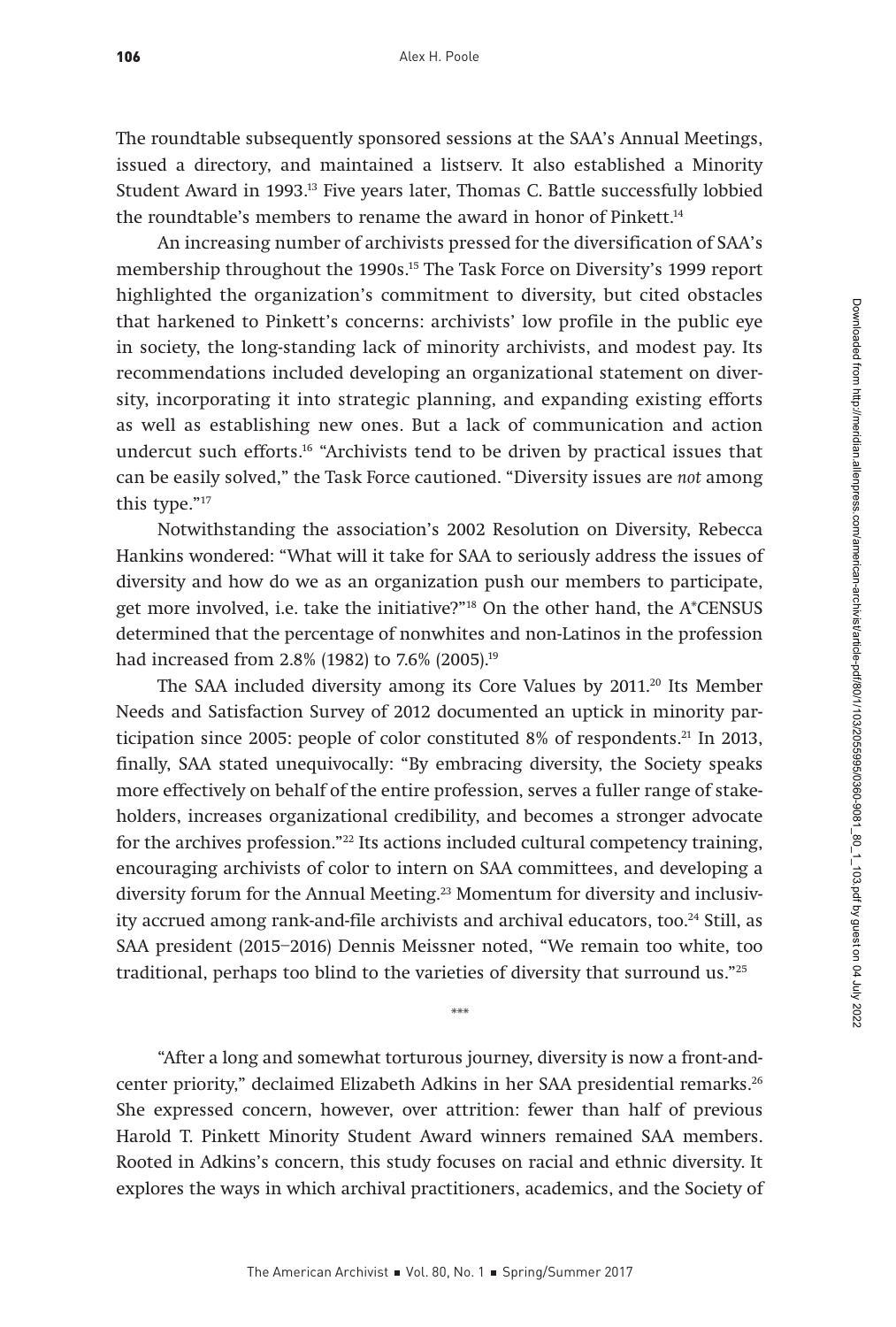The roundtable subsequently sponsored sessions at the SAA's Annual Meetings, issued a directory, and maintained a listserv. It also established a Minority Student Award in 1993.[13] Five years later, Thomas C. Battle successfully lobbied the roundtable's members to rename the award in honor of Pinkett.[14]

An increasing number of archivists pressed for the diversification of SAA's membership throughout the 1990s.[15] The Task Force on Diversity's 1999 report highlighted the organization's commitment to diversity, but cited obstacles that harkened to Pinkett's concerns: archivists' low profile in the public eye in society, the long-standing lack of minority archivists, and modest pay. Its recommendations included developing an organizational statement on diversity, incorporating it into strategic planning, and expanding existing efforts as well as establishing new ones. But a lack of communication and action undercut such efforts.[16] "Archivists tend to be driven by practical issues that can be easily solved," the Task Force cautioned. "Diversity issues are *not* among this type."[17]

Notwithstanding the association's 2002 Resolution on Diversity, Rebecca Hankins wondered: "What will it take for SAA to seriously address the issues of diversity and how do we as an organization push our members to participate, get more involved, i.e. take the initiative?"[18] On the other hand, the A*CENSUS determined that the percentage of nonwhites and non-Latinos in the profession had increased from 2.8% (1982) to 7.6% (2005).[19]

The SAA included diversity among its Core Values by 2011.[20] Its Member Needs and Satisfaction Survey of 2012 documented an uptick in minority participation since 2005: people of color constituted 8% of respondents.[21] In 2013, finally, SAA stated unequivocally: "By embracing diversity, the Society speaks more effectively on behalf of the entire profession, serves a fuller range of stakeholders, increases organizational credibility, and becomes a stronger advocate for the archives profession."[22] Its actions included cultural competency training, encouraging archivists of color to intern on SAA committees, and developing a diversity forum for the Annual Meeting.[23] Momentum for diversity and inclusivity accrued among rank-and-file archivists and archival educators, too.[24] Still, as SAA president (2015–2016) Dennis Meissner noted, "We remain too white, too traditional, perhaps too blind to the varieties of diversity that surround us."[25]

***

"After a long and somewhat torturous journey, diversity is now a front-and-center priority," declaimed Elizabeth Adkins in her SAA presidential remarks.[26] She expressed concern, however, over attrition: fewer than half of previous Harold T. Pinkett Minority Student Award winners remained SAA members. Rooted in Adkins's concern, this study focuses on racial and ethnic diversity. It explores the ways in which archival practitioners, academics, and the Society of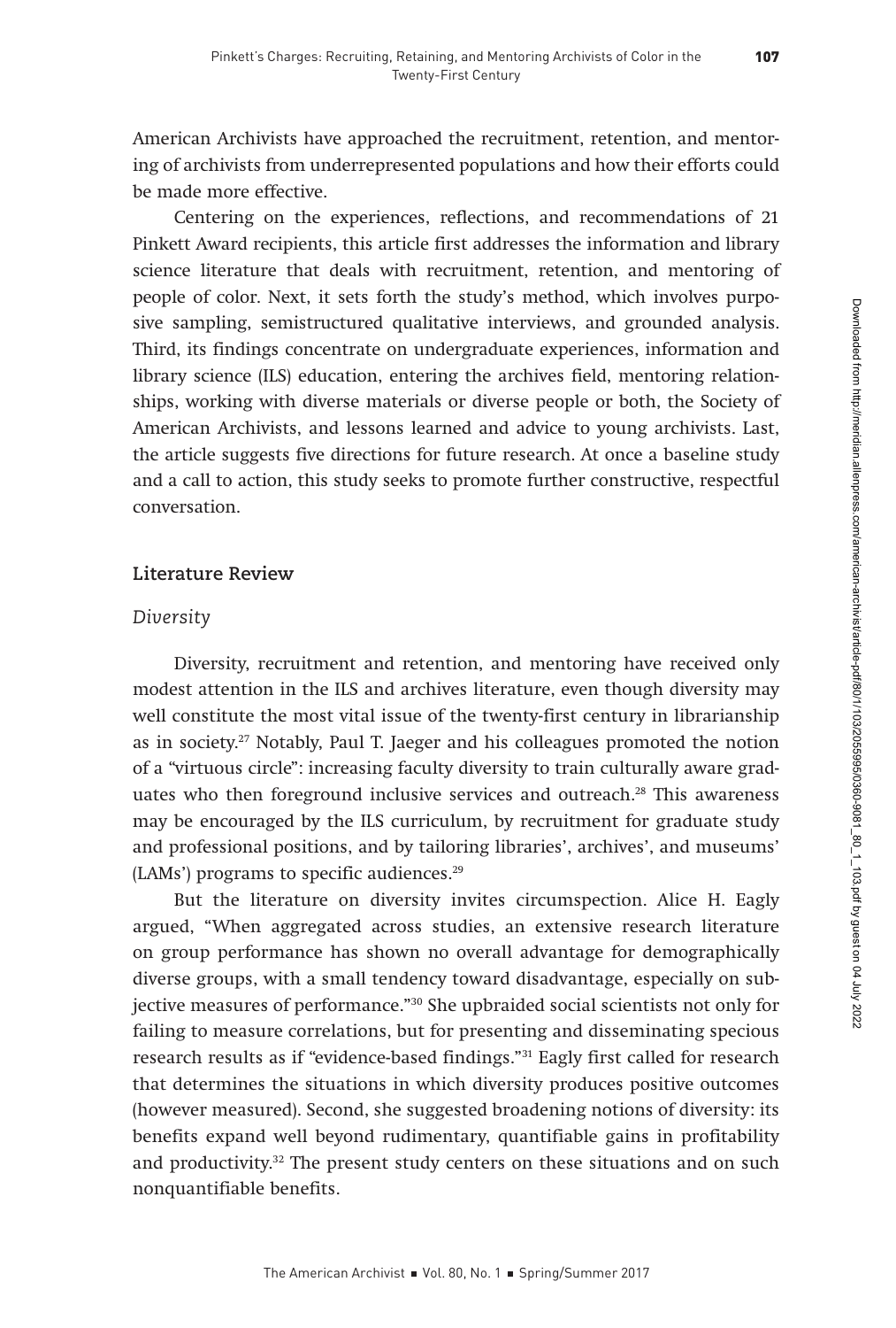American Archivists have approached the recruitment, retention, and mentoring of archivists from underrepresented populations and how their efforts could be made more effective.

Centering on the experiences, reflections, and recommendations of 21 Pinkett Award recipients, this article first addresses the information and library science literature that deals with recruitment, retention, and mentoring of people of color. Next, it sets forth the study's method, which involves purposive sampling, semistructured qualitative interviews, and grounded analysis. Third, its findings concentrate on undergraduate experiences, information and library science (ILS) education, entering the archives field, mentoring relationships, working with diverse materials or diverse people or both, the Society of American Archivists, and lessons learned and advice to young archivists. Last, the article suggests five directions for future research. At once a baseline study and a call to action, this study seeks to promote further constructive, respectful conversation.

## Literature Review

### *Diversity*

Diversity, recruitment and retention, and mentoring have received only modest attention in the ILS and archives literature, even though diversity may well constitute the most vital issue of the twenty-first century in librarianship as in society.[27] Notably, Paul T. Jaeger and his colleagues promoted the notion of a "virtuous circle": increasing faculty diversity to train culturally aware graduates who then foreground inclusive services and outreach.[28] This awareness may be encouraged by the ILS curriculum, by recruitment for graduate study and professional positions, and by tailoring libraries', archives', and museums' (LAMs') programs to specific audiences.[29]

But the literature on diversity invites circumspection. Alice H. Eagly argued, "When aggregated across studies, an extensive research literature on group performance has shown no overall advantage for demographically diverse groups, with a small tendency toward disadvantage, especially on subjective measures of performance."[30] She upbraided social scientists not only for failing to measure correlations, but for presenting and disseminating specious research results as if "evidence-based findings."[31] Eagly first called for research that determines the situations in which diversity produces positive outcomes (however measured). Second, she suggested broadening notions of diversity: its benefits expand well beyond rudimentary, quantifiable gains in profitability and productivity.[32] The present study centers on these situations and on such nonquantifiable benefits.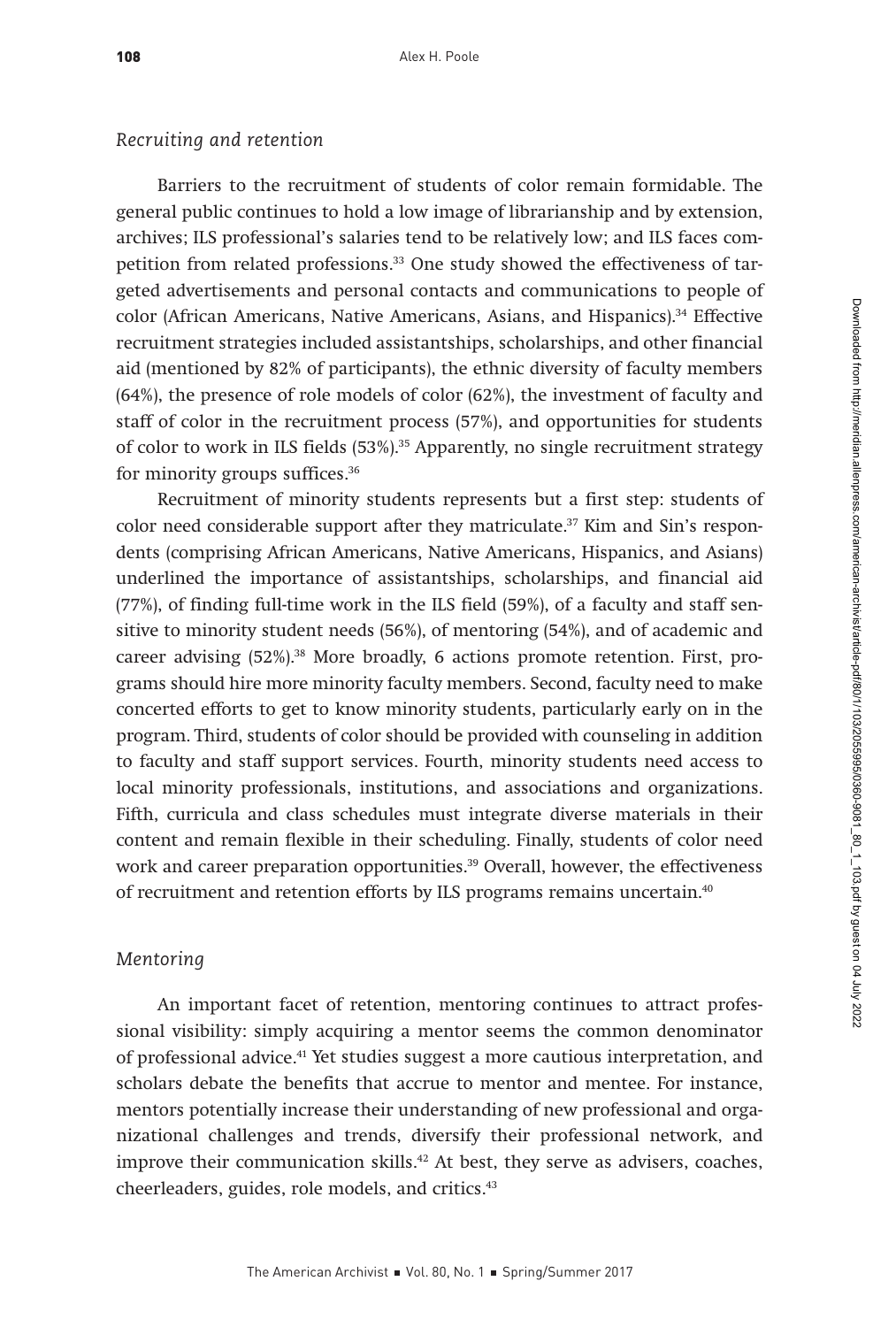### *Recruiting and retention*

Barriers to the recruitment of students of color remain formidable. The general public continues to hold a low image of librarianship and by extension, archives; ILS professional's salaries tend to be relatively low; and ILS faces competition from related professions.[33] One study showed the effectiveness of targeted advertisements and personal contacts and communications to people of color (African Americans, Native Americans, Asians, and Hispanics).[34] Effective recruitment strategies included assistantships, scholarships, and other financial aid (mentioned by 82% of participants), the ethnic diversity of faculty members (64%), the presence of role models of color (62%), the investment of faculty and staff of color in the recruitment process (57%), and opportunities for students of color to work in ILS fields (53%).[35] Apparently, no single recruitment strategy for minority groups suffices.[36]

Recruitment of minority students represents but a first step: students of color need considerable support after they matriculate.[37] Kim and Sin's respondents (comprising African Americans, Native Americans, Hispanics, and Asians) underlined the importance of assistantships, scholarships, and financial aid (77%), of finding full-time work in the ILS field (59%), of a faculty and staff sensitive to minority student needs (56%), of mentoring (54%), and of academic and career advising (52%).[38] More broadly, 6 actions promote retention. First, programs should hire more minority faculty members. Second, faculty need to make concerted efforts to get to know minority students, particularly early on in the program. Third, students of color should be provided with counseling in addition to faculty and staff support services. Fourth, minority students need access to local minority professionals, institutions, and associations and organizations. Fifth, curricula and class schedules must integrate diverse materials in their content and remain flexible in their scheduling. Finally, students of color need work and career preparation opportunities.[39] Overall, however, the effectiveness of recruitment and retention efforts by ILS programs remains uncertain.[40]

### *Mentoring*

An important facet of retention, mentoring continues to attract professional visibility: simply acquiring a mentor seems the common denominator of professional advice.[41] Yet studies suggest a more cautious interpretation, and scholars debate the benefits that accrue to mentor and mentee. For instance, mentors potentially increase their understanding of new professional and organizational challenges and trends, diversify their professional network, and improve their communication skills.[42] At best, they serve as advisers, coaches, cheerleaders, guides, role models, and critics.[43]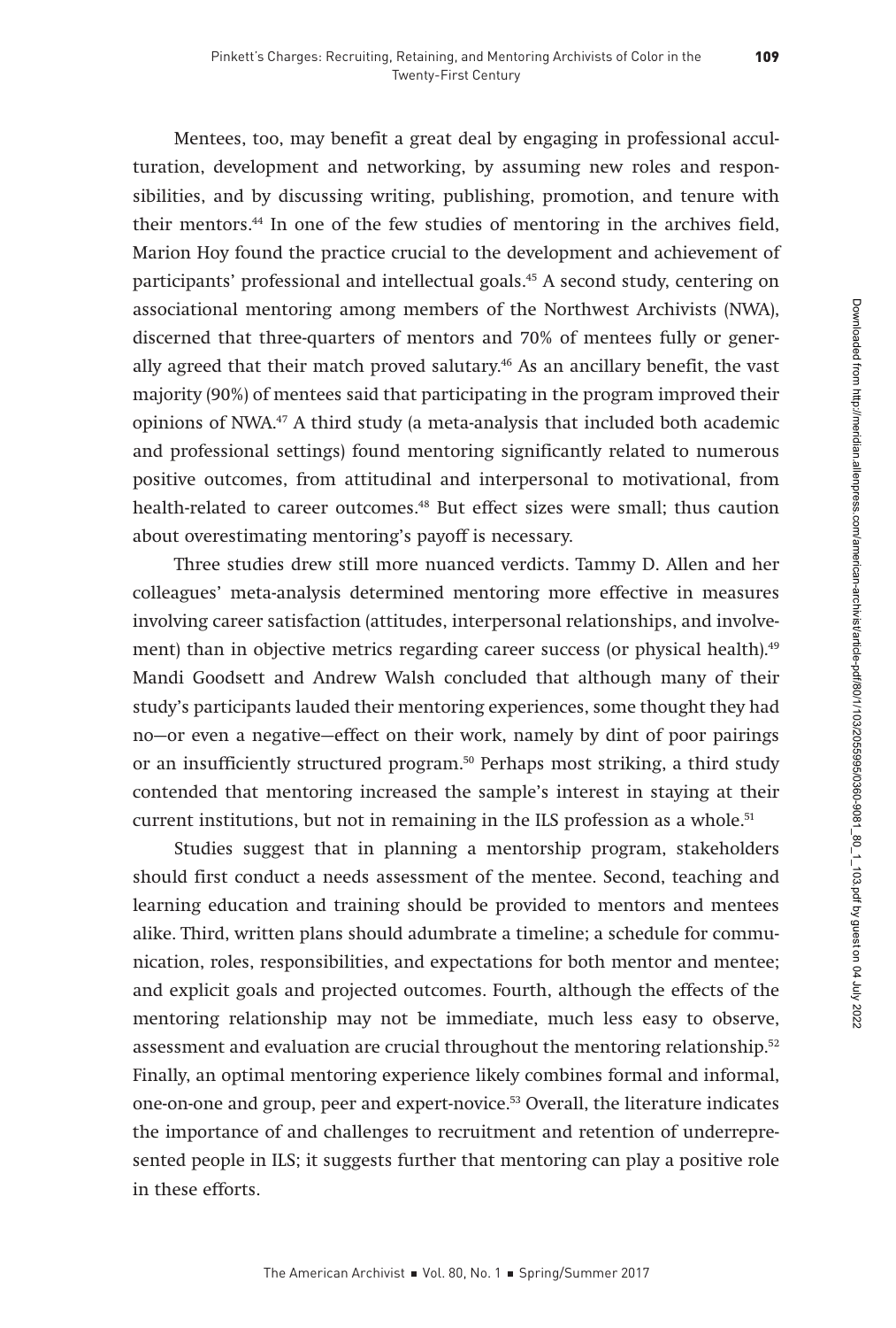Mentees, too, may benefit a great deal by engaging in professional acculturation, development and networking, by assuming new roles and responsibilities, and by discussing writing, publishing, promotion, and tenure with their mentors.[44] In one of the few studies of mentoring in the archives field, Marion Hoy found the practice crucial to the development and achievement of participants' professional and intellectual goals.[45] A second study, centering on associational mentoring among members of the Northwest Archivists (NWA), discerned that three-quarters of mentors and 70% of mentees fully or generally agreed that their match proved salutary.[46] As an ancillary benefit, the vast majority (90%) of mentees said that participating in the program improved their opinions of NWA.[47] A third study (a meta-analysis that included both academic and professional settings) found mentoring significantly related to numerous positive outcomes, from attitudinal and interpersonal to motivational, from health-related to career outcomes.[48] But effect sizes were small; thus caution about overestimating mentoring's payoff is necessary.

Three studies drew still more nuanced verdicts. Tammy D. Allen and her colleagues' meta-analysis determined mentoring more effective in measures involving career satisfaction (attitudes, interpersonal relationships, and involvement) than in objective metrics regarding career success (or physical health).[49] Mandi Goodsett and Andrew Walsh concluded that although many of their study's participants lauded their mentoring experiences, some thought they had no—or even a negative—effect on their work, namely by dint of poor pairings or an insufficiently structured program.[50] Perhaps most striking, a third study contended that mentoring increased the sample's interest in staying at their current institutions, but not in remaining in the ILS profession as a whole.[51]

Studies suggest that in planning a mentorship program, stakeholders should first conduct a needs assessment of the mentee. Second, teaching and learning education and training should be provided to mentors and mentees alike. Third, written plans should adumbrate a timeline; a schedule for communication, roles, responsibilities, and expectations for both mentor and mentee; and explicit goals and projected outcomes. Fourth, although the effects of the mentoring relationship may not be immediate, much less easy to observe, assessment and evaluation are crucial throughout the mentoring relationship.[52] Finally, an optimal mentoring experience likely combines formal and informal, one-on-one and group, peer and expert-novice.[53] Overall, the literature indicates the importance of and challenges to recruitment and retention of underrepresented people in ILS; it suggests further that mentoring can play a positive role in these efforts.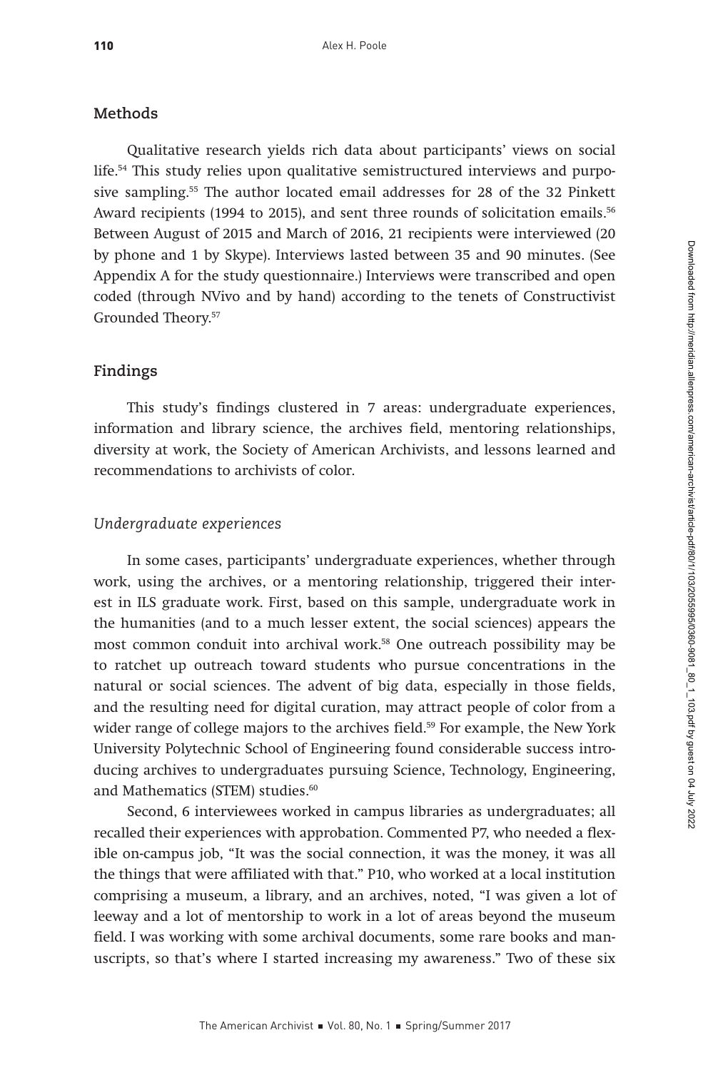## Methods

Qualitative research yields rich data about participants' views on social life.[54] This study relies upon qualitative semistructured interviews and purposive sampling.[55] The author located email addresses for 28 of the 32 Pinkett Award recipients (1994 to 2015), and sent three rounds of solicitation emails.[56] Between August of 2015 and March of 2016, 21 recipients were interviewed (20 by phone and 1 by Skype). Interviews lasted between 35 and 90 minutes. (See Appendix A for the study questionnaire.) Interviews were transcribed and open coded (through NVivo and by hand) according to the tenets of Constructivist Grounded Theory.[57]

## Findings

This study's findings clustered in 7 areas: undergraduate experiences, information and library science, the archives field, mentoring relationships, diversity at work, the Society of American Archivists, and lessons learned and recommendations to archivists of color.

### *Undergraduate experiences*

In some cases, participants' undergraduate experiences, whether through work, using the archives, or a mentoring relationship, triggered their interest in ILS graduate work. First, based on this sample, undergraduate work in the humanities (and to a much lesser extent, the social sciences) appears the most common conduit into archival work.[58] One outreach possibility may be to ratchet up outreach toward students who pursue concentrations in the natural or social sciences. The advent of big data, especially in those fields, and the resulting need for digital curation, may attract people of color from a wider range of college majors to the archives field.[59] For example, the New York University Polytechnic School of Engineering found considerable success introducing archives to undergraduates pursuing Science, Technology, Engineering, and Mathematics (STEM) studies.[60]

Second, 6 interviewees worked in campus libraries as undergraduates; all recalled their experiences with approbation. Commented P7, who needed a flexible on-campus job, "It was the social connection, it was the money, it was all the things that were affiliated with that." P10, who worked at a local institution comprising a museum, a library, and an archives, noted, "I was given a lot of leeway and a lot of mentorship to work in a lot of areas beyond the museum field. I was working with some archival documents, some rare books and manuscripts, so that's where I started increasing my awareness." Two of these six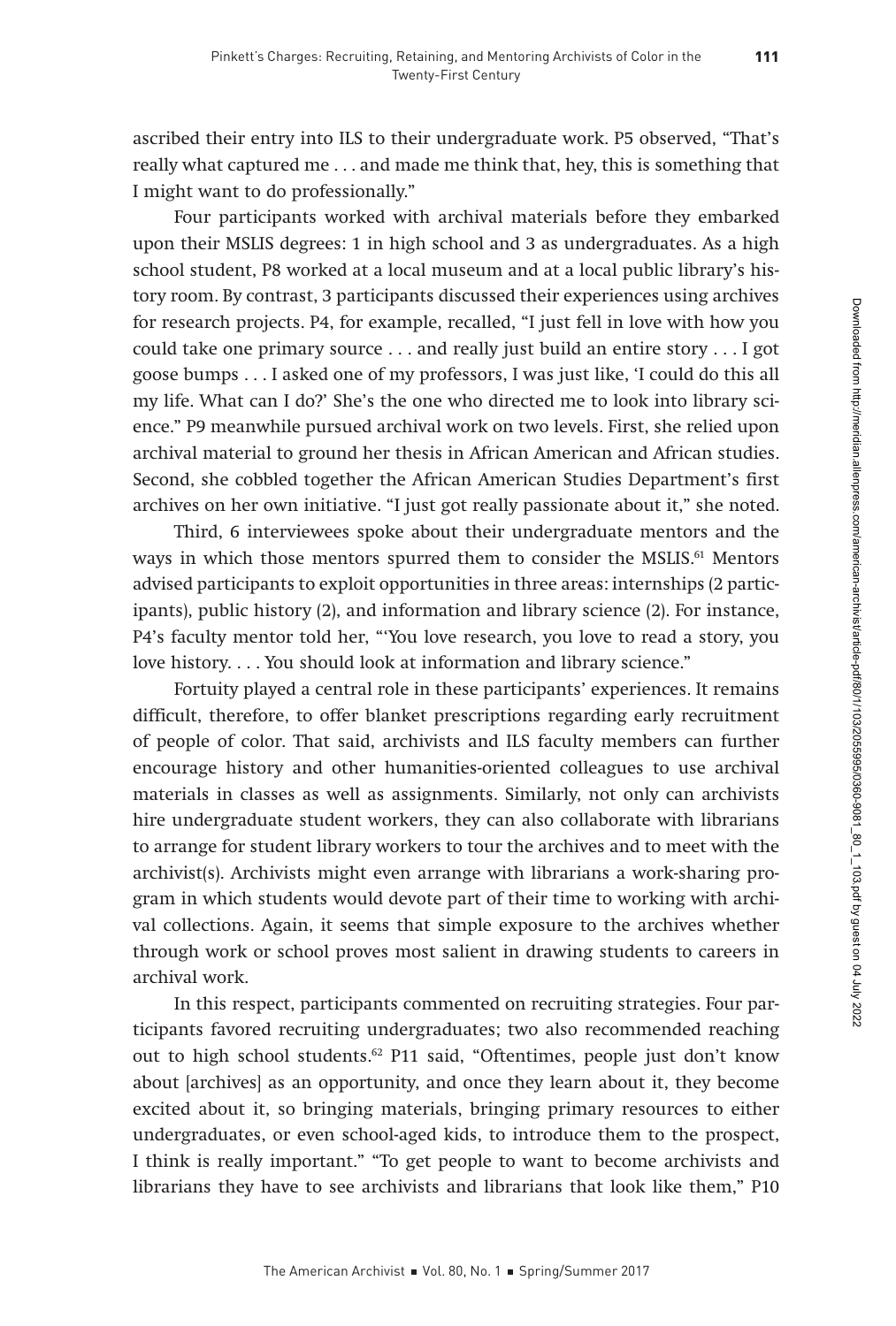ascribed their entry into ILS to their undergraduate work. P5 observed, "That's really what captured me . . . and made me think that, hey, this is something that I might want to do professionally."

Four participants worked with archival materials before they embarked upon their MSLIS degrees: 1 in high school and 3 as undergraduates. As a high school student, P8 worked at a local museum and at a local public library's history room. By contrast, 3 participants discussed their experiences using archives for research projects. P4, for example, recalled, "I just fell in love with how you could take one primary source . . . and really just build an entire story . . . I got goose bumps . . . I asked one of my professors, I was just like, 'I could do this all my life. What can I do?' She's the one who directed me to look into library science." P9 meanwhile pursued archival work on two levels. First, she relied upon archival material to ground her thesis in African American and African studies. Second, she cobbled together the African American Studies Department's first archives on her own initiative. "I just got really passionate about it," she noted.

Third, 6 interviewees spoke about their undergraduate mentors and the ways in which those mentors spurred them to consider the MSLIS.[61] Mentors advised participants to exploit opportunities in three areas: internships (2 participants), public history (2), and information and library science (2). For instance, P4's faculty mentor told her, "'You love research, you love to read a story, you love history. . . . You should look at information and library science."

Fortuity played a central role in these participants' experiences. It remains difficult, therefore, to offer blanket prescriptions regarding early recruitment of people of color. That said, archivists and ILS faculty members can further encourage history and other humanities-oriented colleagues to use archival materials in classes as well as assignments. Similarly, not only can archivists hire undergraduate student workers, they can also collaborate with librarians to arrange for student library workers to tour the archives and to meet with the archivist(s). Archivists might even arrange with librarians a work-sharing program in which students would devote part of their time to working with archival collections. Again, it seems that simple exposure to the archives whether through work or school proves most salient in drawing students to careers in archival work.

In this respect, participants commented on recruiting strategies. Four participants favored recruiting undergraduates; two also recommended reaching out to high school students.[62] P11 said, "Oftentimes, people just don't know about [archives] as an opportunity, and once they learn about it, they become excited about it, so bringing materials, bringing primary resources to either undergraduates, or even school-aged kids, to introduce them to the prospect, I think is really important." "To get people to want to become archivists and librarians they have to see archivists and librarians that look like them," P10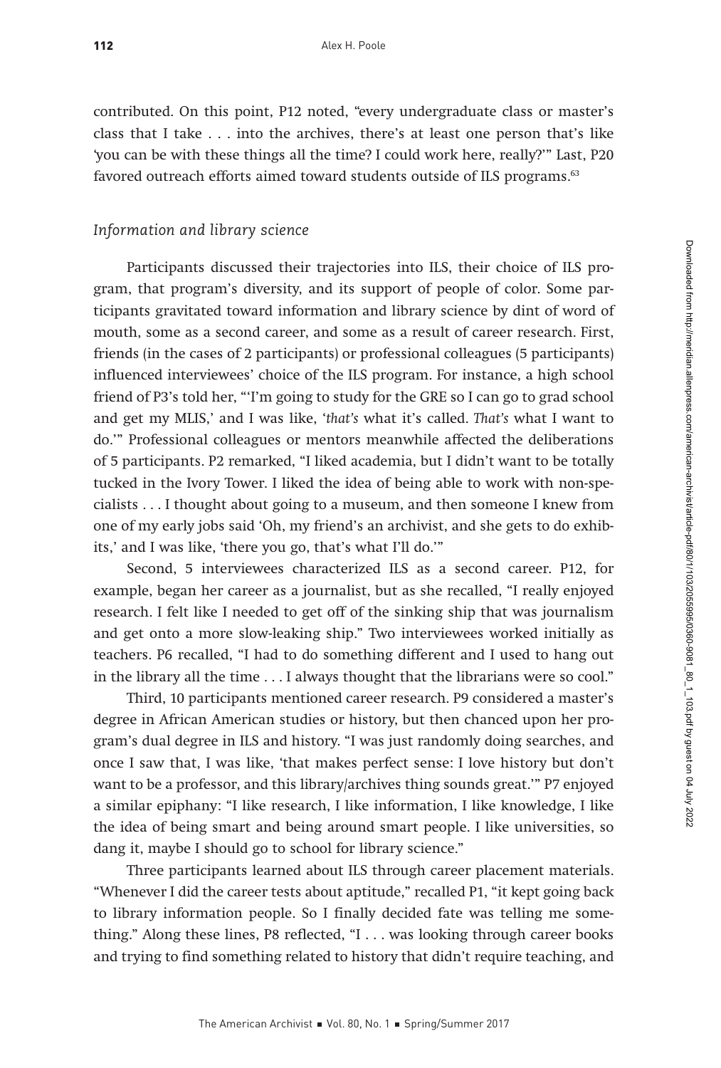contributed. On this point, P12 noted, "every undergraduate class or master's class that I take . . . into the archives, there's at least one person that's like 'you can be with these things all the time? I could work here, really?'" Last, P20 favored outreach efforts aimed toward students outside of ILS programs.[63]

### *Information and library science*

Participants discussed their trajectories into ILS, their choice of ILS program, that program's diversity, and its support of people of color. Some participants gravitated toward information and library science by dint of word of mouth, some as a second career, and some as a result of career research. First, friends (in the cases of 2 participants) or professional colleagues (5 participants) influenced interviewees' choice of the ILS program. For instance, a high school friend of P3's told her, "'I'm going to study for the GRE so I can go to grad school and get my MLIS,' and I was like, '*that's* what it's called. *That's* what I want to do.'" Professional colleagues or mentors meanwhile affected the deliberations of 5 participants. P2 remarked, "I liked academia, but I didn't want to be totally tucked in the Ivory Tower. I liked the idea of being able to work with non-specialists . . . I thought about going to a museum, and then someone I knew from one of my early jobs said 'Oh, my friend's an archivist, and she gets to do exhibits,' and I was like, 'there you go, that's what I'll do.'"

Second, 5 interviewees characterized ILS as a second career. P12, for example, began her career as a journalist, but as she recalled, "I really enjoyed research. I felt like I needed to get off of the sinking ship that was journalism and get onto a more slow-leaking ship." Two interviewees worked initially as teachers. P6 recalled, "I had to do something different and I used to hang out in the library all the time . . . I always thought that the librarians were so cool."

Third, 10 participants mentioned career research. P9 considered a master's degree in African American studies or history, but then chanced upon her program's dual degree in ILS and history. "I was just randomly doing searches, and once I saw that, I was like, 'that makes perfect sense: I love history but don't want to be a professor, and this library/archives thing sounds great.'" P7 enjoyed a similar epiphany: "I like research, I like information, I like knowledge, I like the idea of being smart and being around smart people. I like universities, so dang it, maybe I should go to school for library science."

Three participants learned about ILS through career placement materials. "Whenever I did the career tests about aptitude," recalled P1, "it kept going back to library information people. So I finally decided fate was telling me something." Along these lines, P8 reflected, "I . . . was looking through career books and trying to find something related to history that didn't require teaching, and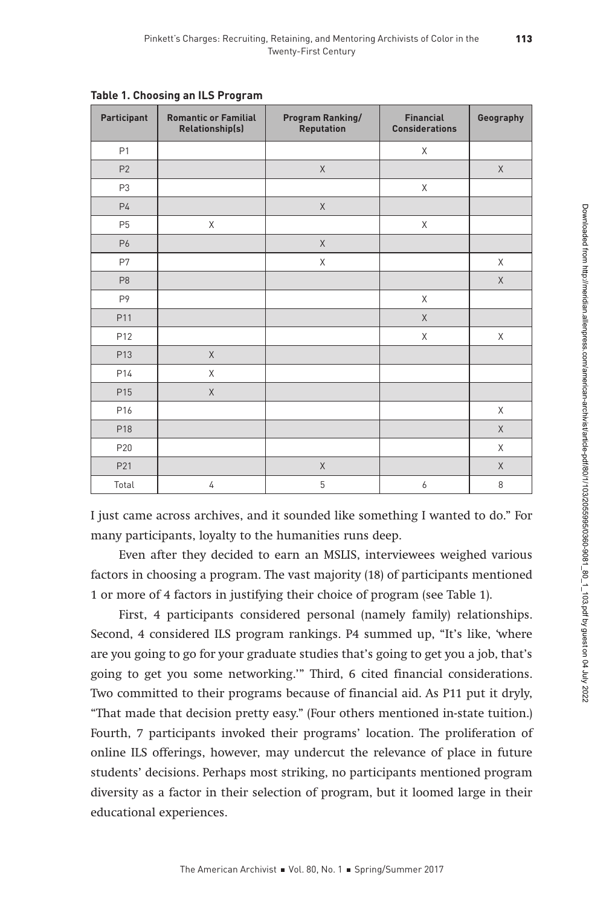**Table 1. Choosing an ILS Program**

| Participant | Romantic or Familial Relationship(s) | Program Ranking/ Reputation | Financial Considerations | Geography |
|---|---|---|---|---|
| P1 | | | X | |
| P2 | | X | | X |
| P3 | | | X | |
| P4 | | X | | |
| P5 | X | | X | |
| P6 | | X | | |
| P7 | | X | | X |
| P8 | | | | X |
| P9 | | | X | |
| P11 | | | X | |
| P12 | | | X | X |
| P13 | X | | | |
| P14 | X | | | |
| P15 | X | | | |
| P16 | | | | X |
| P18 | | | | X |
| P20 | | | | X |
| P21 | | X | | X |
| Total | 4 | 5 | 6 | 8 |

I just came across archives, and it sounded like something I wanted to do." For many participants, loyalty to the humanities runs deep.

Even after they decided to earn an MSLIS, interviewees weighed various factors in choosing a program. The vast majority (18) of participants mentioned 1 or more of 4 factors in justifying their choice of program (see Table 1).

First, 4 participants considered personal (namely family) relationships. Second, 4 considered ILS program rankings. P4 summed up, "It's like, 'where are you going to go for your graduate studies that's going to get you a job, that's going to get you some networking.'" Third, 6 cited financial considerations. Two committed to their programs because of financial aid. As P11 put it dryly, "That made that decision pretty easy." (Four others mentioned in-state tuition.) Fourth, 7 participants invoked their programs' location. The proliferation of online ILS offerings, however, may undercut the relevance of place in future students' decisions. Perhaps most striking, no participants mentioned program diversity as a factor in their selection of program, but it loomed large in their educational experiences.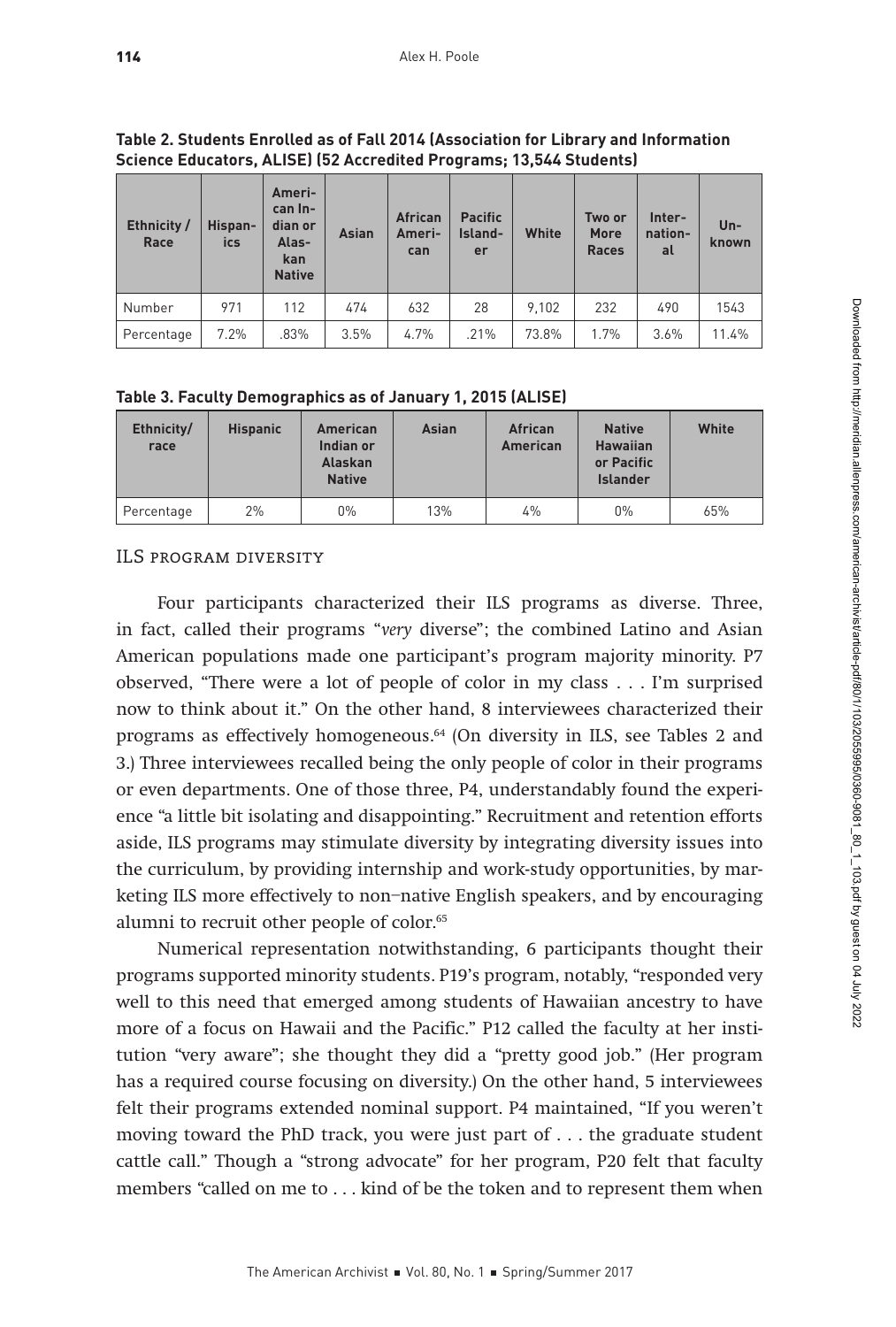**Table 2. Students Enrolled as of Fall 2014 (Association for Library and Information Science Educators, ALISE) (52 Accredited Programs; 13,544 Students)**

| Ethnicity / Race | Hispanics | American Indian or Alaskan Native | Asian | African American | Pacific Islander | White | Two or More Races | International | Unknown |
|---|---|---|---|---|---|---|---|---|---|
| Number | 971 | 112 | 474 | 632 | 28 | 9,102 | 232 | 490 | 1543 |
| Percentage | 7.2% | .83% | 3.5% | 4.7% | .21% | 73.8% | 1.7% | 3.6% | 11.4% |

**Table 3. Faculty Demographics as of January 1, 2015 (ALISE)**

| Ethnicity/ race | Hispanic | American Indian or Alaskan Native | Asian | African American | Native Hawaiian or Pacific Islander | White |
|---|---|---|---|---|---|---|
| Percentage | 2% | 0% | 13% | 4% | 0% | 65% |

### ILS program diversity

Four participants characterized their ILS programs as diverse. Three, in fact, called their programs "*very* diverse"; the combined Latino and Asian American populations made one participant's program majority minority. P7 observed, "There were a lot of people of color in my class . . . I'm surprised now to think about it." On the other hand, 8 interviewees characterized their programs as effectively homogeneous.[64] (On diversity in ILS, see Tables 2 and 3.) Three interviewees recalled being the only people of color in their programs or even departments. One of those three, P4, understandably found the experience "a little bit isolating and disappointing." Recruitment and retention efforts aside, ILS programs may stimulate diversity by integrating diversity issues into the curriculum, by providing internship and work-study opportunities, by marketing ILS more effectively to non–native English speakers, and by encouraging alumni to recruit other people of color.[65]

Numerical representation notwithstanding, 6 participants thought their programs supported minority students. P19's program, notably, "responded very well to this need that emerged among students of Hawaiian ancestry to have more of a focus on Hawaii and the Pacific." P12 called the faculty at her institution "very aware"; she thought they did a "pretty good job." (Her program has a required course focusing on diversity.) On the other hand, 5 interviewees felt their programs extended nominal support. P4 maintained, "If you weren't moving toward the PhD track, you were just part of . . . the graduate student cattle call." Though a "strong advocate" for her program, P20 felt that faculty members "called on me to . . . kind of be the token and to represent them when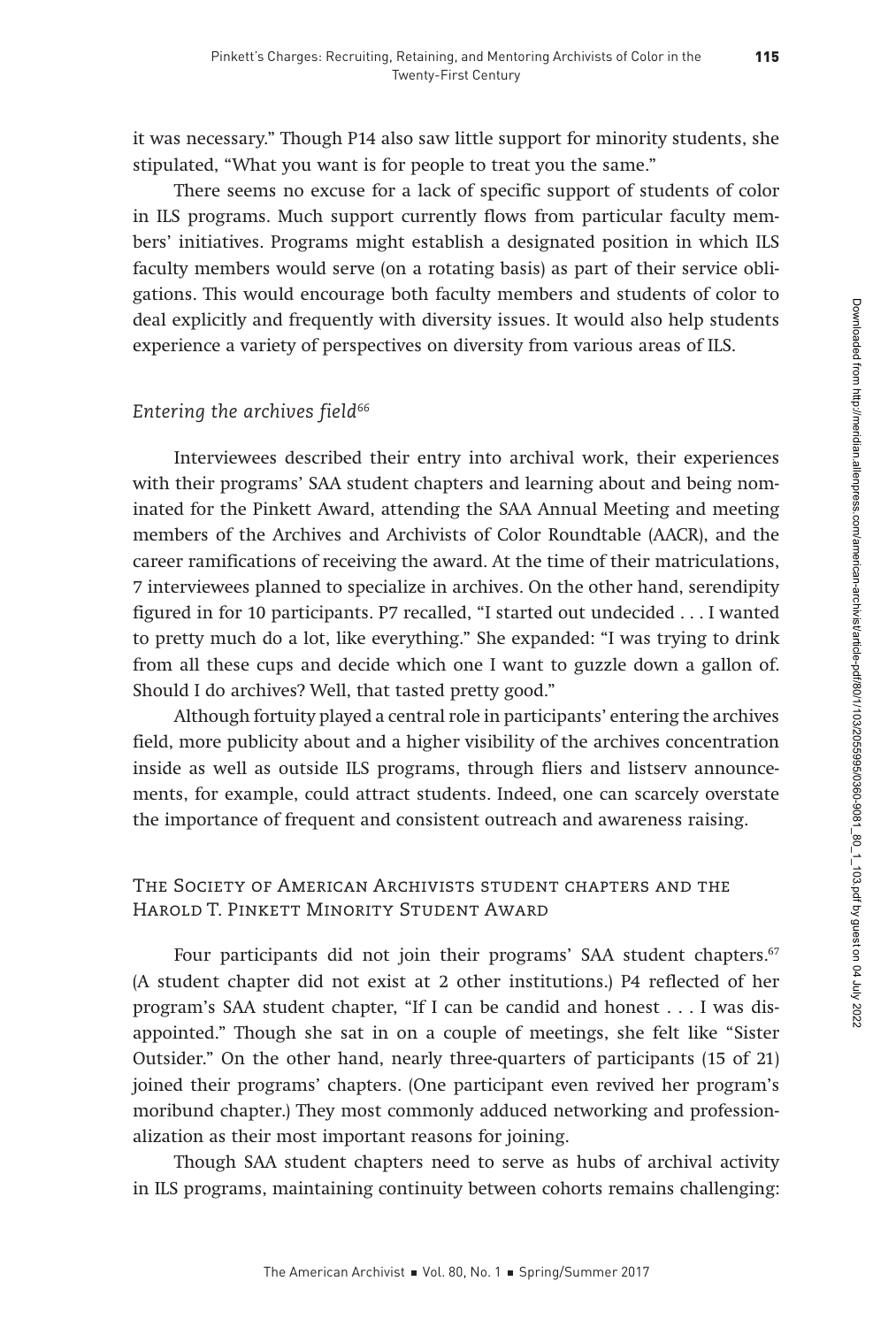it was necessary." Though P14 also saw little support for minority students, she stipulated, "What you want is for people to treat you the same."

There seems no excuse for a lack of specific support of students of color in ILS programs. Much support currently flows from particular faculty members' initiatives. Programs might establish a designated position in which ILS faculty members would serve (on a rotating basis) as part of their service obligations. This would encourage both faculty members and students of color to deal explicitly and frequently with diversity issues. It would also help students experience a variety of perspectives on diversity from various areas of ILS.

### *Entering the archives field*[66]

Interviewees described their entry into archival work, their experiences with their programs' SAA student chapters and learning about and being nominated for the Pinkett Award, attending the SAA Annual Meeting and meeting members of the Archives and Archivists of Color Roundtable (AACR), and the career ramifications of receiving the award. At the time of their matriculations, 7 interviewees planned to specialize in archives. On the other hand, serendipity figured in for 10 participants. P7 recalled, "I started out undecided . . . I wanted to pretty much do a lot, like everything." She expanded: "I was trying to drink from all these cups and decide which one I want to guzzle down a gallon of. Should I do archives? Well, that tasted pretty good."

Although fortuity played a central role in participants' entering the archives field, more publicity about and a higher visibility of the archives concentration inside as well as outside ILS programs, through fliers and listserv announcements, for example, could attract students. Indeed, one can scarcely overstate the importance of frequent and consistent outreach and awareness raising.

### The Society of American Archivists student chapters and the Harold T. Pinkett Minority Student Award

Four participants did not join their programs' SAA student chapters.[67] (A student chapter did not exist at 2 other institutions.) P4 reflected of her program's SAA student chapter, "If I can be candid and honest . . . I was disappointed." Though she sat in on a couple of meetings, she felt like "Sister Outsider." On the other hand, nearly three-quarters of participants (15 of 21) joined their programs' chapters. (One participant even revived her program's moribund chapter.) They most commonly adduced networking and professionalization as their most important reasons for joining.

Though SAA student chapters need to serve as hubs of archival activity in ILS programs, maintaining continuity between cohorts remains challenging: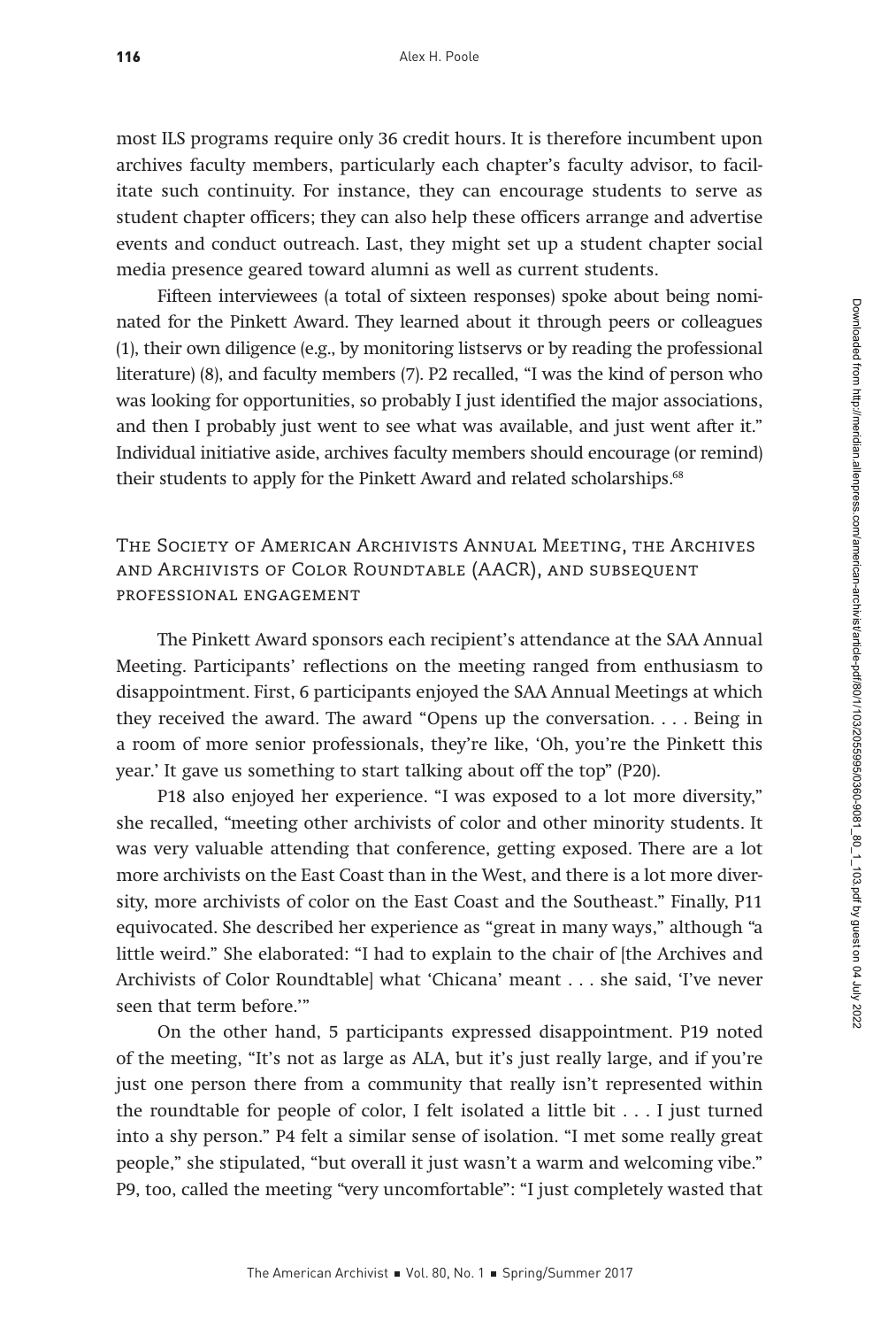most ILS programs require only 36 credit hours. It is therefore incumbent upon archives faculty members, particularly each chapter's faculty advisor, to facilitate such continuity. For instance, they can encourage students to serve as student chapter officers; they can also help these officers arrange and advertise events and conduct outreach. Last, they might set up a student chapter social media presence geared toward alumni as well as current students.

Fifteen interviewees (a total of sixteen responses) spoke about being nominated for the Pinkett Award. They learned about it through peers or colleagues (1), their own diligence (e.g., by monitoring listservs or by reading the professional literature) (8), and faculty members (7). P2 recalled, "I was the kind of person who was looking for opportunities, so probably I just identified the major associations, and then I probably just went to see what was available, and just went after it." Individual initiative aside, archives faculty members should encourage (or remind) their students to apply for the Pinkett Award and related scholarships.[68]

## The Society of American Archivists Annual Meeting, the Archives and Archivists of Color Roundtable (AACR), and subsequent professional engagement

The Pinkett Award sponsors each recipient's attendance at the SAA Annual Meeting. Participants' reflections on the meeting ranged from enthusiasm to disappointment. First, 6 participants enjoyed the SAA Annual Meetings at which they received the award. The award "Opens up the conversation. . . . Being in a room of more senior professionals, they're like, 'Oh, you're the Pinkett this year.' It gave us something to start talking about off the top" (P20).

P18 also enjoyed her experience. "I was exposed to a lot more diversity," she recalled, "meeting other archivists of color and other minority students. It was very valuable attending that conference, getting exposed. There are a lot more archivists on the East Coast than in the West, and there is a lot more diversity, more archivists of color on the East Coast and the Southeast." Finally, P11 equivocated. She described her experience as "great in many ways," although "a little weird." She elaborated: "I had to explain to the chair of [the Archives and Archivists of Color Roundtable] what 'Chicana' meant . . . she said, 'I've never seen that term before.'"

On the other hand, 5 participants expressed disappointment. P19 noted of the meeting, "It's not as large as ALA, but it's just really large, and if you're just one person there from a community that really isn't represented within the roundtable for people of color, I felt isolated a little bit . . . I just turned into a shy person." P4 felt a similar sense of isolation. "I met some really great people," she stipulated, "but overall it just wasn't a warm and welcoming vibe." P9, too, called the meeting "very uncomfortable": "I just completely wasted that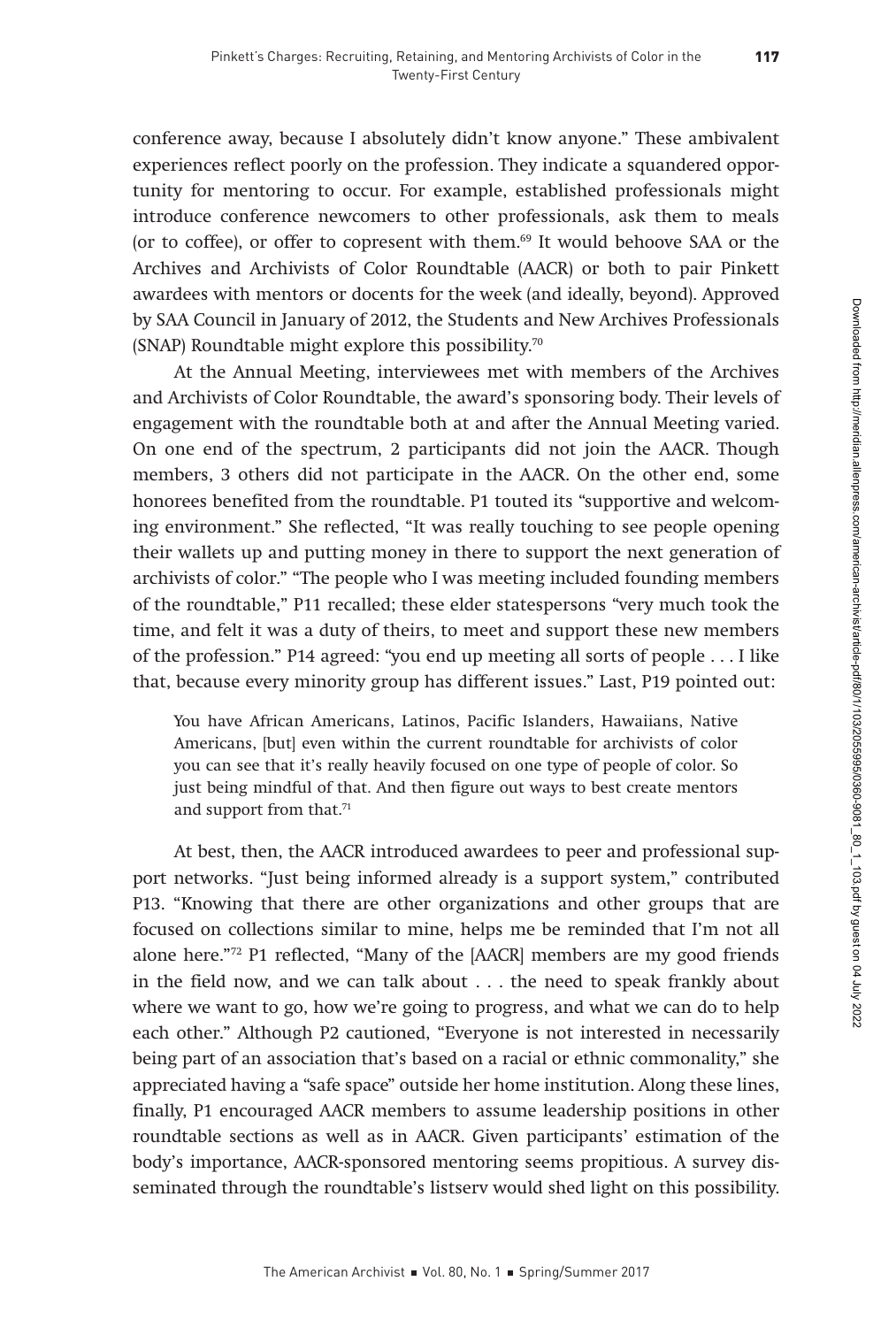conference away, because I absolutely didn't know anyone." These ambivalent experiences reflect poorly on the profession. They indicate a squandered opportunity for mentoring to occur. For example, established professionals might introduce conference newcomers to other professionals, ask them to meals (or to coffee), or offer to copresent with them.[69] It would behoove SAA or the Archives and Archivists of Color Roundtable (AACR) or both to pair Pinkett awardees with mentors or docents for the week (and ideally, beyond). Approved by SAA Council in January of 2012, the Students and New Archives Professionals (SNAP) Roundtable might explore this possibility.[70]

At the Annual Meeting, interviewees met with members of the Archives and Archivists of Color Roundtable, the award's sponsoring body. Their levels of engagement with the roundtable both at and after the Annual Meeting varied. On one end of the spectrum, 2 participants did not join the AACR. Though members, 3 others did not participate in the AACR. On the other end, some honorees benefited from the roundtable. P1 touted its "supportive and welcoming environment." She reflected, "It was really touching to see people opening their wallets up and putting money in there to support the next generation of archivists of color." "The people who I was meeting included founding members of the roundtable," P11 recalled; these elder statespersons "very much took the time, and felt it was a duty of theirs, to meet and support these new members of the profession." P14 agreed: "you end up meeting all sorts of people . . . I like that, because every minority group has different issues." Last, P19 pointed out:

> You have African Americans, Latinos, Pacific Islanders, Hawaiians, Native Americans, [but] even within the current roundtable for archivists of color you can see that it's really heavily focused on one type of people of color. So just being mindful of that. And then figure out ways to best create mentors and support from that.[71]

At best, then, the AACR introduced awardees to peer and professional support networks. "Just being informed already is a support system," contributed P13. "Knowing that there are other organizations and other groups that are focused on collections similar to mine, helps me be reminded that I'm not all alone here."[72] P1 reflected, "Many of the [AACR] members are my good friends in the field now, and we can talk about . . . the need to speak frankly about where we want to go, how we're going to progress, and what we can do to help each other." Although P2 cautioned, "Everyone is not interested in necessarily being part of an association that's based on a racial or ethnic commonality," she appreciated having a "safe space" outside her home institution. Along these lines, finally, P1 encouraged AACR members to assume leadership positions in other roundtable sections as well as in AACR. Given participants' estimation of the body's importance, AACR-sponsored mentoring seems propitious. A survey disseminated through the roundtable's listserv would shed light on this possibility.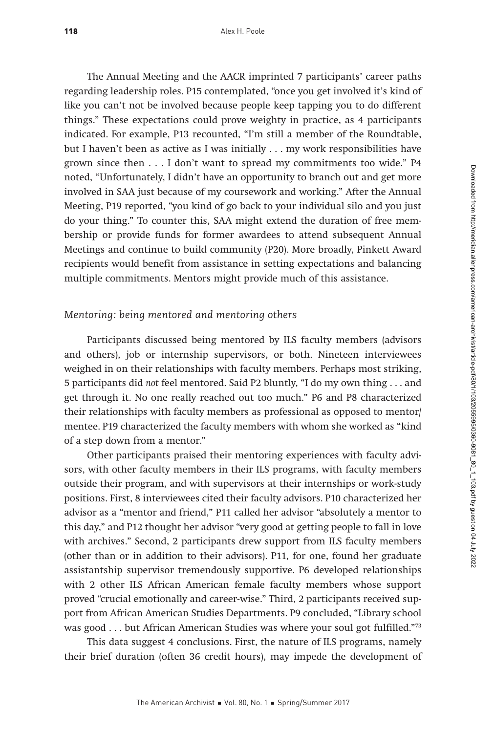The Annual Meeting and the AACR imprinted 7 participants' career paths regarding leadership roles. P15 contemplated, "once you get involved it's kind of like you can't not be involved because people keep tapping you to do different things." These expectations could prove weighty in practice, as 4 participants indicated. For example, P13 recounted, "I'm still a member of the Roundtable, but I haven't been as active as I was initially . . . my work responsibilities have grown since then . . . I don't want to spread my commitments too wide." P4 noted, "Unfortunately, I didn't have an opportunity to branch out and get more involved in SAA just because of my coursework and working." After the Annual Meeting, P19 reported, "you kind of go back to your individual silo and you just do your thing." To counter this, SAA might extend the duration of free membership or provide funds for former awardees to attend subsequent Annual Meetings and continue to build community (P20). More broadly, Pinkett Award recipients would benefit from assistance in setting expectations and balancing multiple commitments. Mentors might provide much of this assistance.

### *Mentoring: being mentored and mentoring others*

Participants discussed being mentored by ILS faculty members (advisors and others), job or internship supervisors, or both. Nineteen interviewees weighed in on their relationships with faculty members. Perhaps most striking, 5 participants did *not* feel mentored. Said P2 bluntly, "I do my own thing . . . and get through it. No one really reached out too much." P6 and P8 characterized their relationships with faculty members as professional as opposed to mentor/mentee. P19 characterized the faculty members with whom she worked as "kind of a step down from a mentor."

Other participants praised their mentoring experiences with faculty advisors, with other faculty members in their ILS programs, with faculty members outside their program, and with supervisors at their internships or work-study positions. First, 8 interviewees cited their faculty advisors. P10 characterized her advisor as a "mentor and friend," P11 called her advisor "absolutely a mentor to this day," and P12 thought her advisor "very good at getting people to fall in love with archives." Second, 2 participants drew support from ILS faculty members (other than or in addition to their advisors). P11, for one, found her graduate assistantship supervisor tremendously supportive. P6 developed relationships with 2 other ILS African American female faculty members whose support proved "crucial emotionally and career-wise." Third, 2 participants received support from African American Studies Departments. P9 concluded, "Library school was good . . . but African American Studies was where your soul got fulfilled."[73]

This data suggest 4 conclusions. First, the nature of ILS programs, namely their brief duration (often 36 credit hours), may impede the development of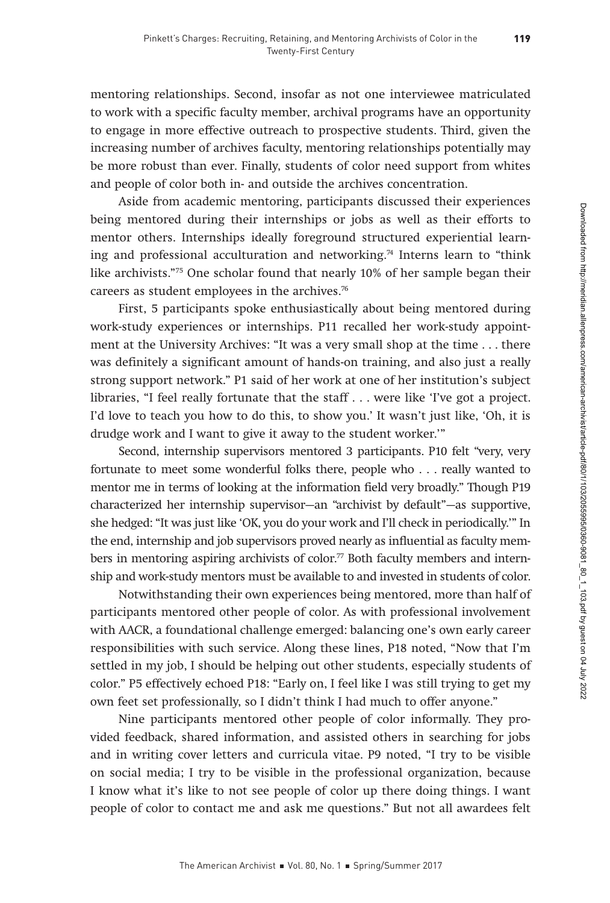mentoring relationships. Second, insofar as not one interviewee matriculated to work with a specific faculty member, archival programs have an opportunity to engage in more effective outreach to prospective students. Third, given the increasing number of archives faculty, mentoring relationships potentially may be more robust than ever. Finally, students of color need support from whites and people of color both in- and outside the archives concentration.

Aside from academic mentoring, participants discussed their experiences being mentored during their internships or jobs as well as their efforts to mentor others. Internships ideally foreground structured experiential learning and professional acculturation and networking.[74] Interns learn to "think like archivists."[75] One scholar found that nearly 10% of her sample began their careers as student employees in the archives.[76]

First, 5 participants spoke enthusiastically about being mentored during work-study experiences or internships. P11 recalled her work-study appointment at the University Archives: "It was a very small shop at the time . . . there was definitely a significant amount of hands-on training, and also just a really strong support network." P1 said of her work at one of her institution's subject libraries, "I feel really fortunate that the staff . . . were like 'I've got a project. I'd love to teach you how to do this, to show you.' It wasn't just like, 'Oh, it is drudge work and I want to give it away to the student worker.'"

Second, internship supervisors mentored 3 participants. P10 felt "very, very fortunate to meet some wonderful folks there, people who . . . really wanted to mentor me in terms of looking at the information field very broadly." Though P19 characterized her internship supervisor—an "archivist by default"—as supportive, she hedged: "It was just like 'OK, you do your work and I'll check in periodically.'" In the end, internship and job supervisors proved nearly as influential as faculty members in mentoring aspiring archivists of color.[77] Both faculty members and internship and work-study mentors must be available to and invested in students of color.

Notwithstanding their own experiences being mentored, more than half of participants mentored other people of color. As with professional involvement with AACR, a foundational challenge emerged: balancing one's own early career responsibilities with such service. Along these lines, P18 noted, "Now that I'm settled in my job, I should be helping out other students, especially students of color." P5 effectively echoed P18: "Early on, I feel like I was still trying to get my own feet set professionally, so I didn't think I had much to offer anyone."

Nine participants mentored other people of color informally. They provided feedback, shared information, and assisted others in searching for jobs and in writing cover letters and curricula vitae. P9 noted, "I try to be visible on social media; I try to be visible in the professional organization, because I know what it's like to not see people of color up there doing things. I want people of color to contact me and ask me questions." But not all awardees felt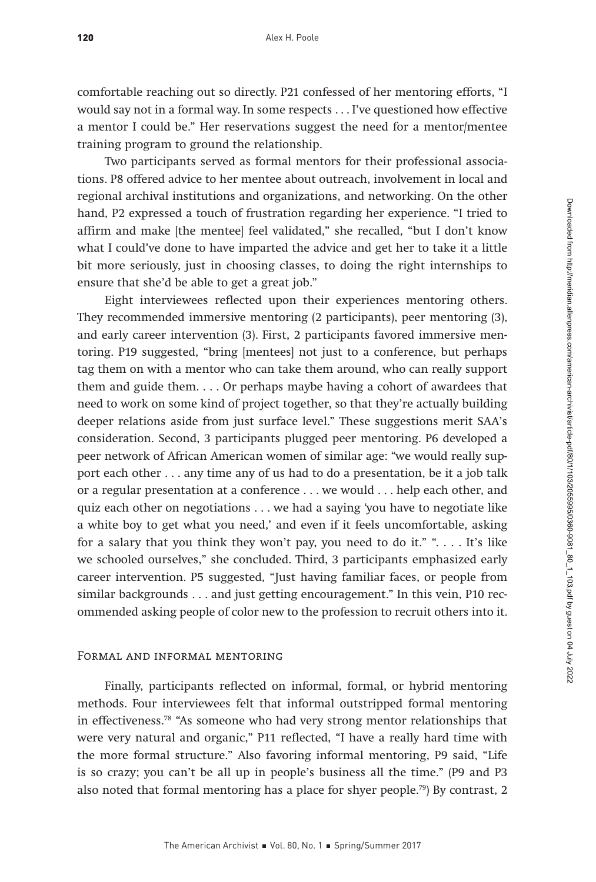comfortable reaching out so directly. P21 confessed of her mentoring efforts, "I would say not in a formal way. In some respects . . . I've questioned how effective a mentor I could be." Her reservations suggest the need for a mentor/mentee training program to ground the relationship.

Two participants served as formal mentors for their professional associations. P8 offered advice to her mentee about outreach, involvement in local and regional archival institutions and organizations, and networking. On the other hand, P2 expressed a touch of frustration regarding her experience. "I tried to affirm and make [the mentee] feel validated," she recalled, "but I don't know what I could've done to have imparted the advice and get her to take it a little bit more seriously, just in choosing classes, to doing the right internships to ensure that she'd be able to get a great job."

Eight interviewees reflected upon their experiences mentoring others. They recommended immersive mentoring (2 participants), peer mentoring (3), and early career intervention (3). First, 2 participants favored immersive mentoring. P19 suggested, "bring [mentees] not just to a conference, but perhaps tag them on with a mentor who can take them around, who can really support them and guide them. . . . Or perhaps maybe having a cohort of awardees that need to work on some kind of project together, so that they're actually building deeper relations aside from just surface level." These suggestions merit SAA's consideration. Second, 3 participants plugged peer mentoring. P6 developed a peer network of African American women of similar age: "we would really support each other . . . any time any of us had to do a presentation, be it a job talk or a regular presentation at a conference . . . we would . . . help each other, and quiz each other on negotiations . . . we had a saying 'you have to negotiate like a white boy to get what you need,' and even if it feels uncomfortable, asking for a salary that you think they won't pay, you need to do it." ". . . . It's like we schooled ourselves," she concluded. Third, 3 participants emphasized early career intervention. P5 suggested, "Just having familiar faces, or people from similar backgrounds . . . and just getting encouragement." In this vein, P10 recommended asking people of color new to the profession to recruit others into it.

### Formal and informal mentoring

Finally, participants reflected on informal, formal, or hybrid mentoring methods. Four interviewees felt that informal outstripped formal mentoring in effectiveness.[78] "As someone who had very strong mentor relationships that were very natural and organic," P11 reflected, "I have a really hard time with the more formal structure." Also favoring informal mentoring, P9 said, "Life is so crazy; you can't be all up in people's business all the time." (P9 and P3 also noted that formal mentoring has a place for shyer people.[79]) By contrast, 2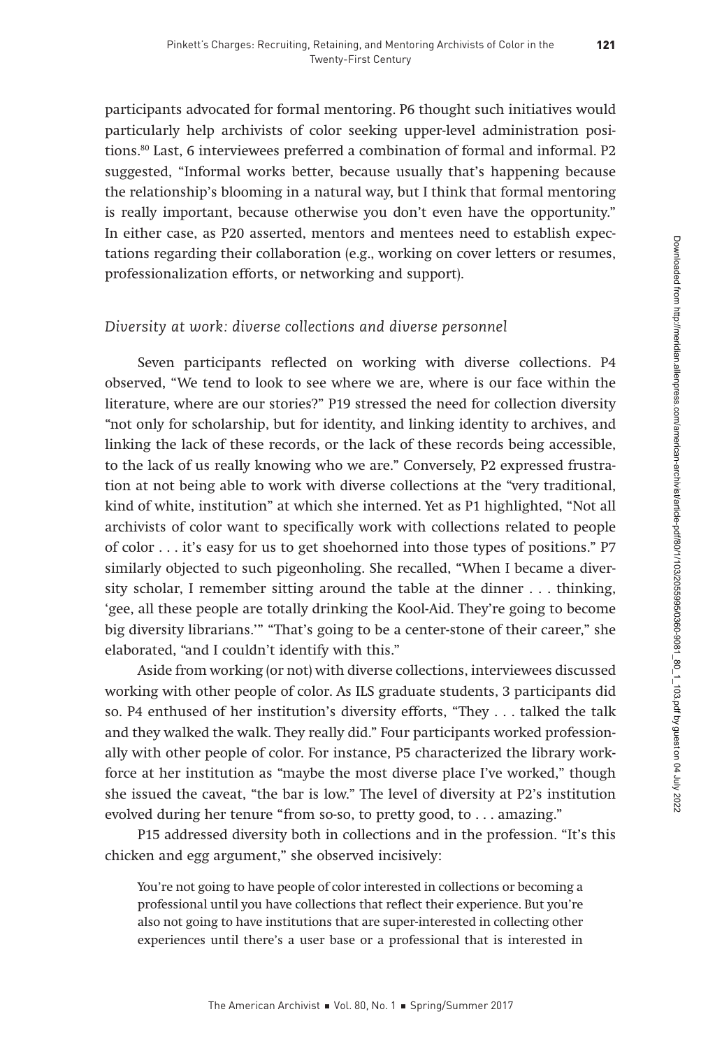participants advocated for formal mentoring. P6 thought such initiatives would particularly help archivists of color seeking upper-level administration positions.[80] Last, 6 interviewees preferred a combination of formal and informal. P2 suggested, "Informal works better, because usually that's happening because the relationship's blooming in a natural way, but I think that formal mentoring is really important, because otherwise you don't even have the opportunity." In either case, as P20 asserted, mentors and mentees need to establish expectations regarding their collaboration (e.g., working on cover letters or resumes, professionalization efforts, or networking and support).

### *Diversity at work: diverse collections and diverse personnel*

Seven participants reflected on working with diverse collections. P4 observed, "We tend to look to see where we are, where is our face within the literature, where are our stories?" P19 stressed the need for collection diversity "not only for scholarship, but for identity, and linking identity to archives, and linking the lack of these records, or the lack of these records being accessible, to the lack of us really knowing who we are." Conversely, P2 expressed frustration at not being able to work with diverse collections at the "very traditional, kind of white, institution" at which she interned. Yet as P1 highlighted, "Not all archivists of color want to specifically work with collections related to people of color . . . it's easy for us to get shoehorned into those types of positions." P7 similarly objected to such pigeonholing. She recalled, "When I became a diversity scholar, I remember sitting around the table at the dinner . . . thinking, 'gee, all these people are totally drinking the Kool-Aid. They're going to become big diversity librarians.'" "That's going to be a center-stone of their career," she elaborated, "and I couldn't identify with this."

Aside from working (or not) with diverse collections, interviewees discussed working with other people of color. As ILS graduate students, 3 participants did so. P4 enthused of her institution's diversity efforts, "They . . . talked the talk and they walked the walk. They really did." Four participants worked professionally with other people of color. For instance, P5 characterized the library workforce at her institution as "maybe the most diverse place I've worked," though she issued the caveat, "the bar is low." The level of diversity at P2's institution evolved during her tenure "from so-so, to pretty good, to . . . amazing."

P15 addressed diversity both in collections and in the profession. "It's this chicken and egg argument," she observed incisively:

> You're not going to have people of color interested in collections or becoming a professional until you have collections that reflect their experience. But you're also not going to have institutions that are super-interested in collecting other experiences until there's a user base or a professional that is interested in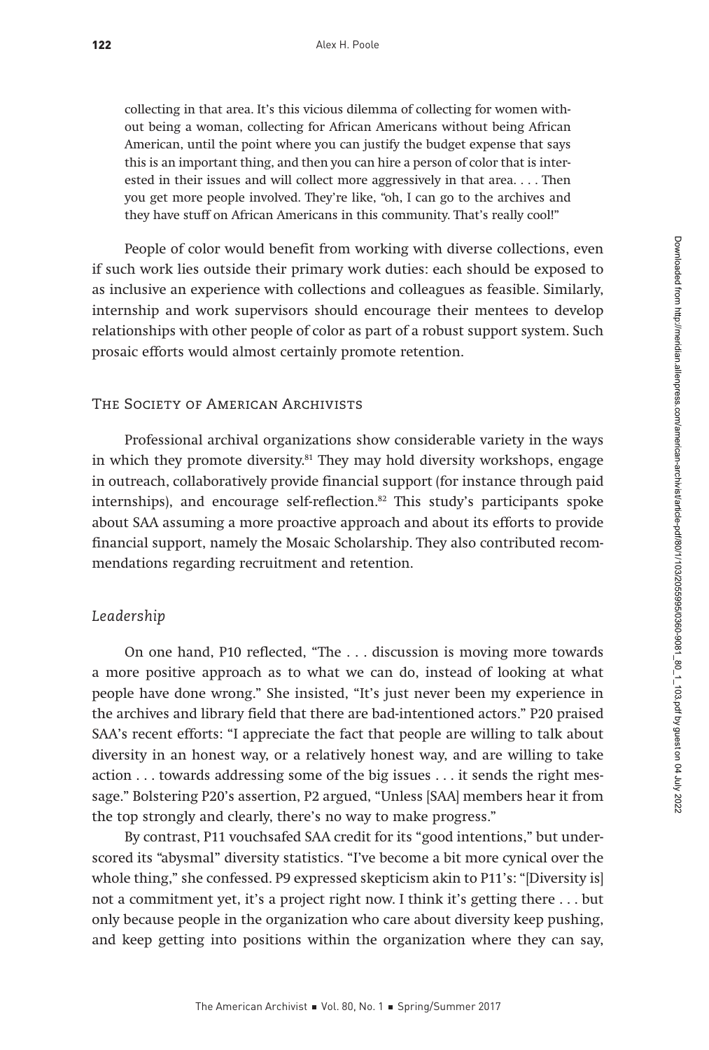collecting in that area. It's this vicious dilemma of collecting for women without being a woman, collecting for African Americans without being African American, until the point where you can justify the budget expense that says this is an important thing, and then you can hire a person of color that is interested in their issues and will collect more aggressively in that area. . . . Then you get more people involved. They're like, "oh, I can go to the archives and they have stuff on African Americans in this community. That's really cool!"

People of color would benefit from working with diverse collections, even if such work lies outside their primary work duties: each should be exposed to as inclusive an experience with collections and colleagues as feasible. Similarly, internship and work supervisors should encourage their mentees to develop relationships with other people of color as part of a robust support system. Such prosaic efforts would almost certainly promote retention.

## The Society of American Archivists

Professional archival organizations show considerable variety in the ways in which they promote diversity.[81] They may hold diversity workshops, engage in outreach, collaboratively provide financial support (for instance through paid internships), and encourage self-reflection.[82] This study's participants spoke about SAA assuming a more proactive approach and about its efforts to provide financial support, namely the Mosaic Scholarship. They also contributed recommendations regarding recruitment and retention.

### *Leadership*

On one hand, P10 reflected, "The . . . discussion is moving more towards a more positive approach as to what we can do, instead of looking at what people have done wrong." She insisted, "It's just never been my experience in the archives and library field that there are bad-intentioned actors." P20 praised SAA's recent efforts: "I appreciate the fact that people are willing to talk about diversity in an honest way, or a relatively honest way, and are willing to take action . . . towards addressing some of the big issues . . . it sends the right message." Bolstering P20's assertion, P2 argued, "Unless [SAA] members hear it from the top strongly and clearly, there's no way to make progress."

By contrast, P11 vouchsafed SAA credit for its "good intentions," but underscored its "abysmal" diversity statistics. "I've become a bit more cynical over the whole thing," she confessed. P9 expressed skepticism akin to P11's: "[Diversity is] not a commitment yet, it's a project right now. I think it's getting there . . . but only because people in the organization who care about diversity keep pushing, and keep getting into positions within the organization where they can say,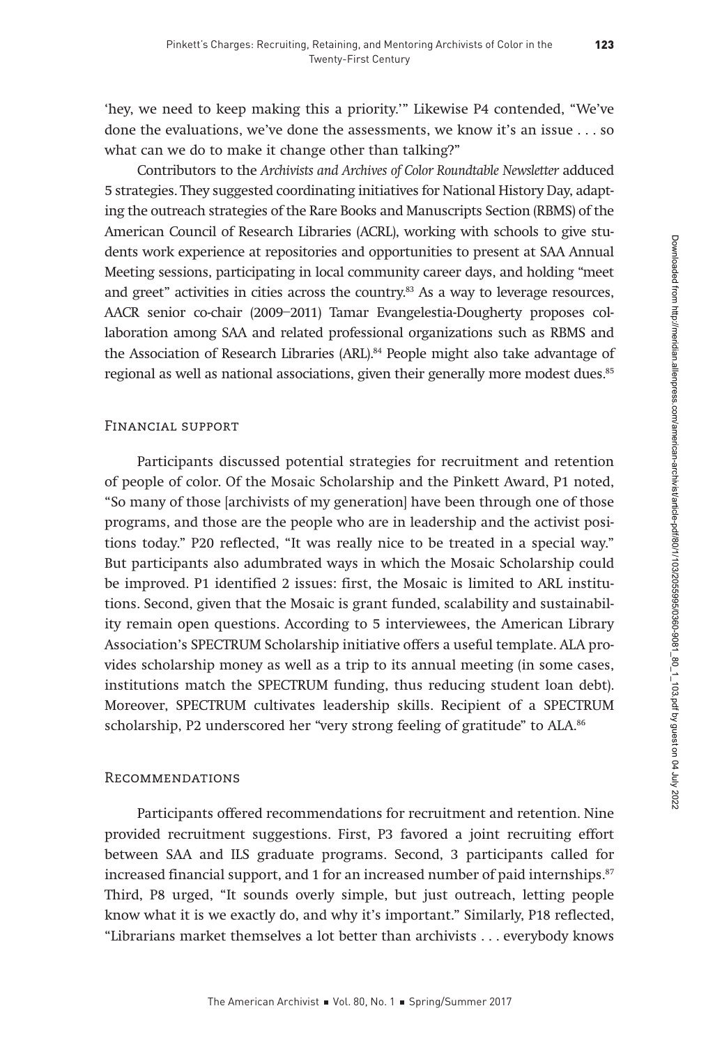'hey, we need to keep making this a priority.'" Likewise P4 contended, "We've done the evaluations, we've done the assessments, we know it's an issue . . . so what can we do to make it change other than talking?"

Contributors to the *Archivists and Archives of Color Roundtable Newsletter* adduced 5 strategies. They suggested coordinating initiatives for National History Day, adapting the outreach strategies of the Rare Books and Manuscripts Section (RBMS) of the American Council of Research Libraries (ACRL), working with schools to give students work experience at repositories and opportunities to present at SAA Annual Meeting sessions, participating in local community career days, and holding "meet and greet" activities in cities across the country.[83] As a way to leverage resources, AACR senior co-chair (2009–2011) Tamar Evangelestia-Dougherty proposes collaboration among SAA and related professional organizations such as RBMS and the Association of Research Libraries (ARL).[84] People might also take advantage of regional as well as national associations, given their generally more modest dues.[85]

### Financial support

Participants discussed potential strategies for recruitment and retention of people of color. Of the Mosaic Scholarship and the Pinkett Award, P1 noted, "So many of those [archivists of my generation] have been through one of those programs, and those are the people who are in leadership and the activist positions today." P20 reflected, "It was really nice to be treated in a special way." But participants also adumbrated ways in which the Mosaic Scholarship could be improved. P1 identified 2 issues: first, the Mosaic is limited to ARL institutions. Second, given that the Mosaic is grant funded, scalability and sustainability remain open questions. According to 5 interviewees, the American Library Association's SPECTRUM Scholarship initiative offers a useful template. ALA provides scholarship money as well as a trip to its annual meeting (in some cases, institutions match the SPECTRUM funding, thus reducing student loan debt). Moreover, SPECTRUM cultivates leadership skills. Recipient of a SPECTRUM scholarship, P2 underscored her "very strong feeling of gratitude" to ALA.[86]

### Recommendations

Participants offered recommendations for recruitment and retention. Nine provided recruitment suggestions. First, P3 favored a joint recruiting effort between SAA and ILS graduate programs. Second, 3 participants called for increased financial support, and 1 for an increased number of paid internships.[87] Third, P8 urged, "It sounds overly simple, but just outreach, letting people know what it is we exactly do, and why it's important." Similarly, P18 reflected, "Librarians market themselves a lot better than archivists . . . everybody knows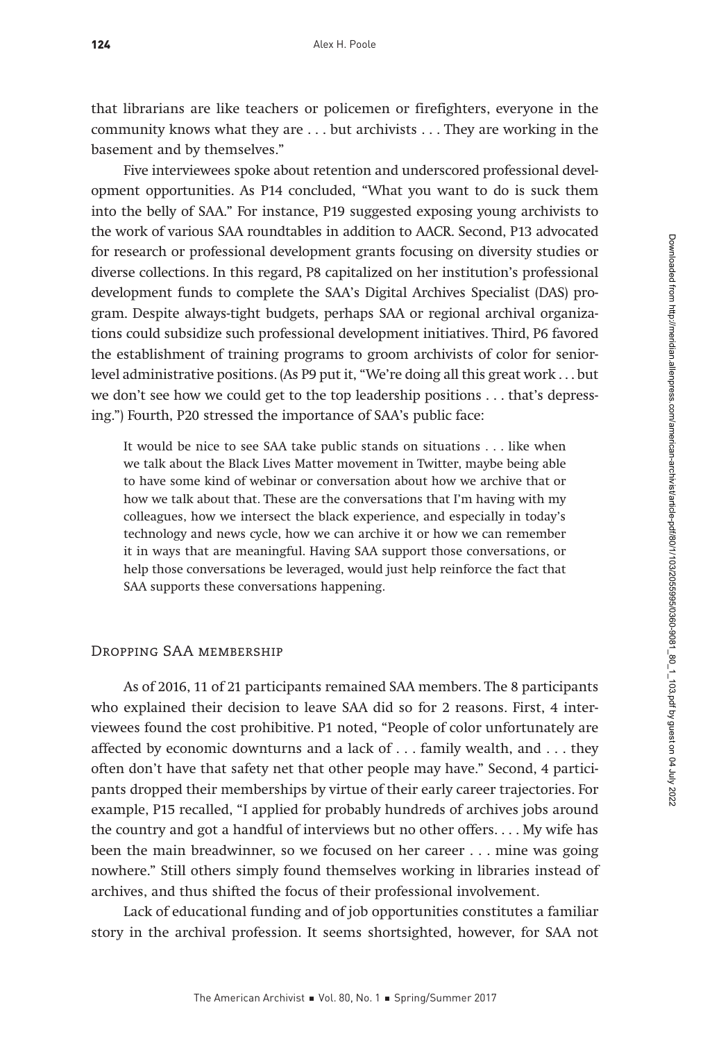that librarians are like teachers or policemen or firefighters, everyone in the community knows what they are . . . but archivists . . . They are working in the basement and by themselves."

Five interviewees spoke about retention and underscored professional development opportunities. As P14 concluded, "What you want to do is suck them into the belly of SAA." For instance, P19 suggested exposing young archivists to the work of various SAA roundtables in addition to AACR. Second, P13 advocated for research or professional development grants focusing on diversity studies or diverse collections. In this regard, P8 capitalized on her institution's professional development funds to complete the SAA's Digital Archives Specialist (DAS) program. Despite always-tight budgets, perhaps SAA or regional archival organizations could subsidize such professional development initiatives. Third, P6 favored the establishment of training programs to groom archivists of color for senior-level administrative positions. (As P9 put it, "We're doing all this great work . . . but we don't see how we could get to the top leadership positions . . . that's depressing.") Fourth, P20 stressed the importance of SAA's public face:

> It would be nice to see SAA take public stands on situations . . . like when we talk about the Black Lives Matter movement in Twitter, maybe being able to have some kind of webinar or conversation about how we archive that or how we talk about that. These are the conversations that I'm having with my colleagues, how we intersect the black experience, and especially in today's technology and news cycle, how we can archive it or how we can remember it in ways that are meaningful. Having SAA support those conversations, or help those conversations be leveraged, would just help reinforce the fact that SAA supports these conversations happening.

### Dropping SAA membership

As of 2016, 11 of 21 participants remained SAA members. The 8 participants who explained their decision to leave SAA did so for 2 reasons. First, 4 interviewees found the cost prohibitive. P1 noted, "People of color unfortunately are affected by economic downturns and a lack of . . . family wealth, and . . . they often don't have that safety net that other people may have." Second, 4 participants dropped their memberships by virtue of their early career trajectories. For example, P15 recalled, "I applied for probably hundreds of archives jobs around the country and got a handful of interviews but no other offers. . . . My wife has been the main breadwinner, so we focused on her career . . . mine was going nowhere." Still others simply found themselves working in libraries instead of archives, and thus shifted the focus of their professional involvement.

Lack of educational funding and of job opportunities constitutes a familiar story in the archival profession. It seems shortsighted, however, for SAA not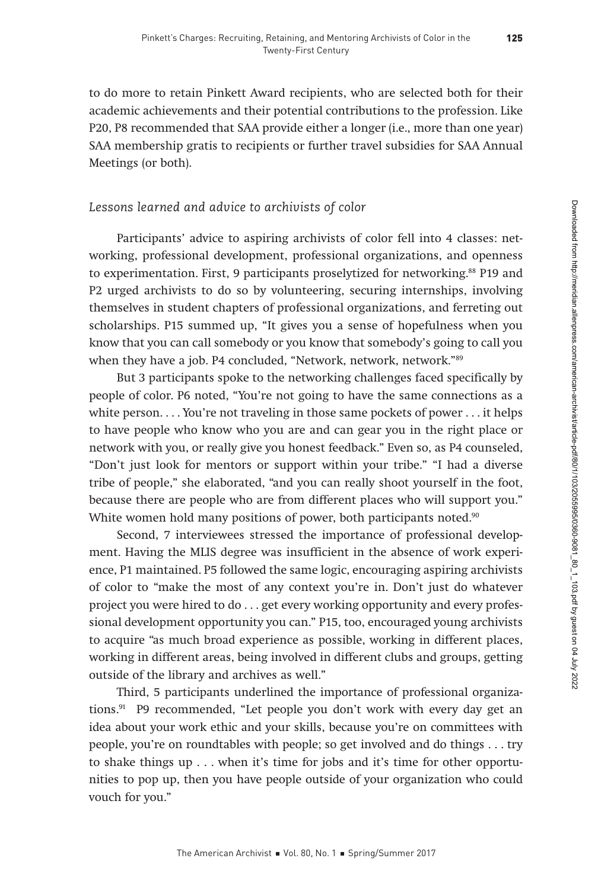to do more to retain Pinkett Award recipients, who are selected both for their academic achievements and their potential contributions to the profession. Like P20, P8 recommended that SAA provide either a longer (i.e., more than one year) SAA membership gratis to recipients or further travel subsidies for SAA Annual Meetings (or both).

### *Lessons learned and advice to archivists of color*

Participants' advice to aspiring archivists of color fell into 4 classes: networking, professional development, professional organizations, and openness to experimentation. First, 9 participants proselytized for networking.[88] P19 and P2 urged archivists to do so by volunteering, securing internships, involving themselves in student chapters of professional organizations, and ferreting out scholarships. P15 summed up, "It gives you a sense of hopefulness when you know that you can call somebody or you know that somebody's going to call you when they have a job. P4 concluded, "Network, network, network."[89]

But 3 participants spoke to the networking challenges faced specifically by people of color. P6 noted, "You're not going to have the same connections as a white person. . . . You're not traveling in those same pockets of power . . . it helps to have people who know who you are and can gear you in the right place or network with you, or really give you honest feedback." Even so, as P4 counseled, "Don't just look for mentors or support within your tribe." "I had a diverse tribe of people," she elaborated, "and you can really shoot yourself in the foot, because there are people who are from different places who will support you." White women hold many positions of power, both participants noted.[90]

Second, 7 interviewees stressed the importance of professional development. Having the MLIS degree was insufficient in the absence of work experience, P1 maintained. P5 followed the same logic, encouraging aspiring archivists of color to "make the most of any context you're in. Don't just do whatever project you were hired to do . . . get every working opportunity and every professional development opportunity you can." P15, too, encouraged young archivists to acquire "as much broad experience as possible, working in different places, working in different areas, being involved in different clubs and groups, getting outside of the library and archives as well."

Third, 5 participants underlined the importance of professional organizations.[91] P9 recommended, "Let people you don't work with every day get an idea about your work ethic and your skills, because you're on committees with people, you're on roundtables with people; so get involved and do things . . . try to shake things up . . . when it's time for jobs and it's time for other opportunities to pop up, then you have people outside of your organization who could vouch for you."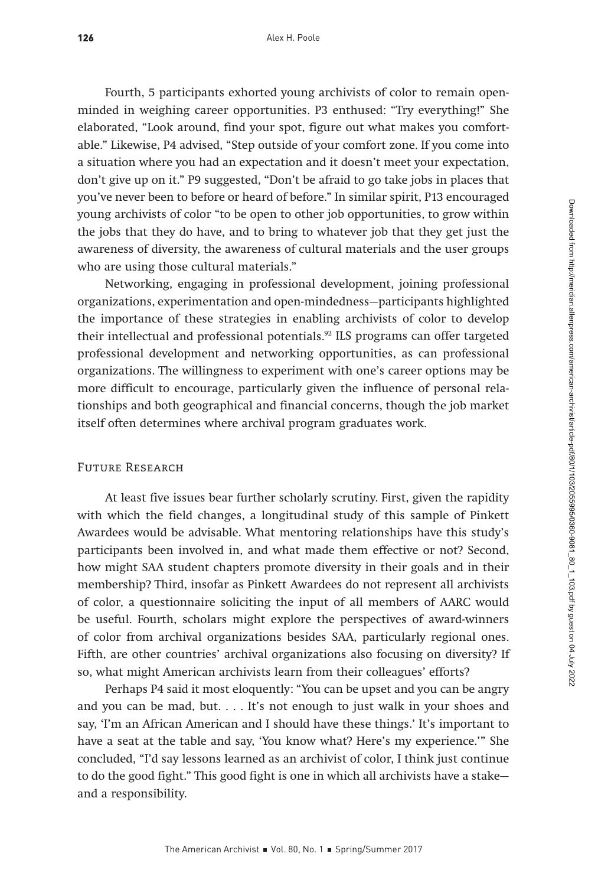Fourth, 5 participants exhorted young archivists of color to remain open-minded in weighing career opportunities. P3 enthused: "Try everything!" She elaborated, "Look around, find your spot, figure out what makes you comfortable." Likewise, P4 advised, "Step outside of your comfort zone. If you come into a situation where you had an expectation and it doesn't meet your expectation, don't give up on it." P9 suggested, "Don't be afraid to go take jobs in places that you've never been to before or heard of before." In similar spirit, P13 encouraged young archivists of color "to be open to other job opportunities, to grow within the jobs that they do have, and to bring to whatever job that they get just the awareness of diversity, the awareness of cultural materials and the user groups who are using those cultural materials."

Networking, engaging in professional development, joining professional organizations, experimentation and open-mindedness—participants highlighted the importance of these strategies in enabling archivists of color to develop their intellectual and professional potentials.[92] ILS programs can offer targeted professional development and networking opportunities, as can professional organizations. The willingness to experiment with one's career options may be more difficult to encourage, particularly given the influence of personal relationships and both geographical and financial concerns, though the job market itself often determines where archival program graduates work.

## Future Research

At least five issues bear further scholarly scrutiny. First, given the rapidity with which the field changes, a longitudinal study of this sample of Pinkett Awardees would be advisable. What mentoring relationships have this study's participants been involved in, and what made them effective or not? Second, how might SAA student chapters promote diversity in their goals and in their membership? Third, insofar as Pinkett Awardees do not represent all archivists of color, a questionnaire soliciting the input of all members of AARC would be useful. Fourth, scholars might explore the perspectives of award-winners of color from archival organizations besides SAA, particularly regional ones. Fifth, are other countries' archival organizations also focusing on diversity? If so, what might American archivists learn from their colleagues' efforts?

Perhaps P4 said it most eloquently: "You can be upset and you can be angry and you can be mad, but. . . . It's not enough to just walk in your shoes and say, 'I'm an African American and I should have these things.' It's important to have a seat at the table and say, 'You know what? Here's my experience.'" She concluded, "I'd say lessons learned as an archivist of color, I think just continue to do the good fight." This good fight is one in which all archivists have a stake—and a responsibility.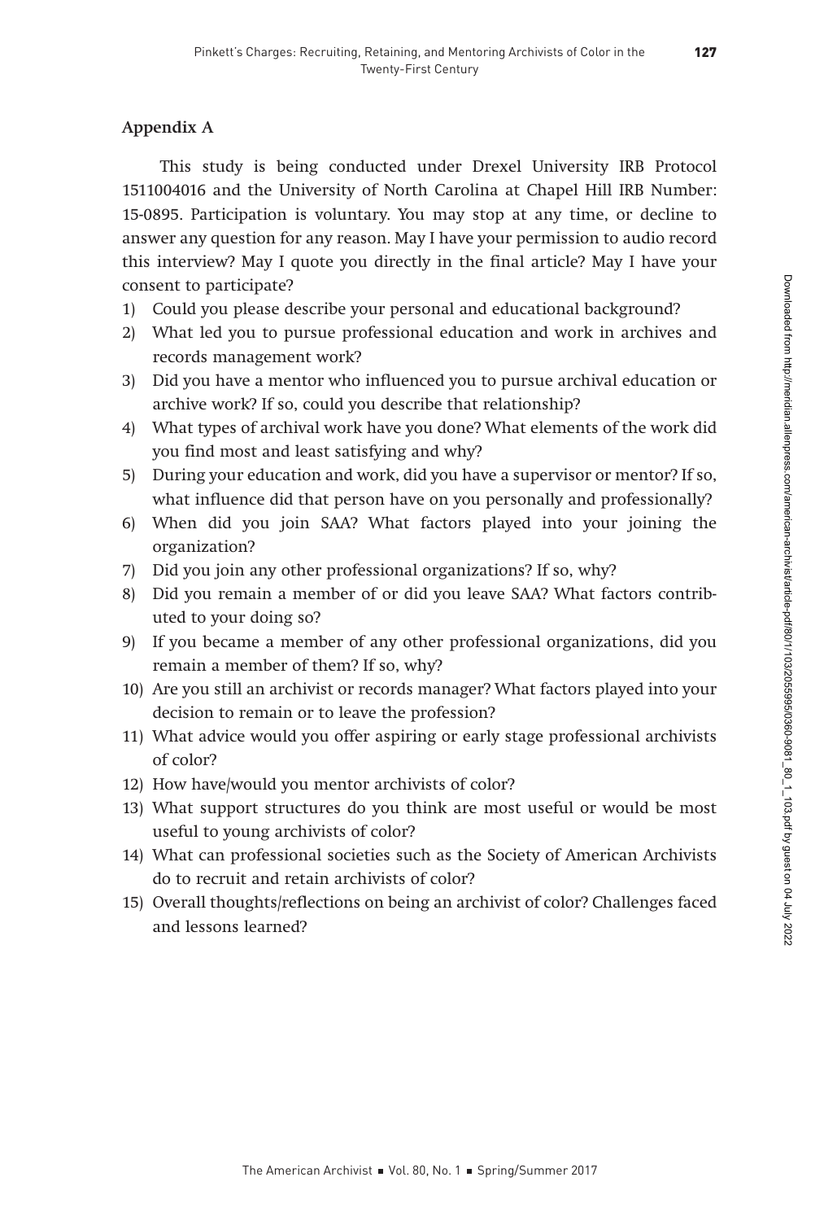## Appendix A

This study is being conducted under Drexel University IRB Protocol 1511004016 and the University of North Carolina at Chapel Hill IRB Number: 15-0895. Participation is voluntary. You may stop at any time, or decline to answer any question for any reason. May I have your permission to audio record this interview? May I quote you directly in the final article? May I have your consent to participate?

1) Could you please describe your personal and educational background?
2) What led you to pursue professional education and work in archives and records management work?
3) Did you have a mentor who influenced you to pursue archival education or archive work? If so, could you describe that relationship?
4) What types of archival work have you done? What elements of the work did you find most and least satisfying and why?
5) During your education and work, did you have a supervisor or mentor? If so, what influence did that person have on you personally and professionally?
6) When did you join SAA? What factors played into your joining the organization?
7) Did you join any other professional organizations? If so, why?
8) Did you remain a member of or did you leave SAA? What factors contributed to your doing so?
9) If you became a member of any other professional organizations, did you remain a member of them? If so, why?
10) Are you still an archivist or records manager? What factors played into your decision to remain or to leave the profession?
11) What advice would you offer aspiring or early stage professional archivists of color?
12) How have/would you mentor archivists of color?
13) What support structures do you think are most useful or would be most useful to young archivists of color?
14) What can professional societies such as the Society of American Archivists do to recruit and retain archivists of color?
15) Overall thoughts/reflections on being an archivist of color? Challenges faced and lessons learned?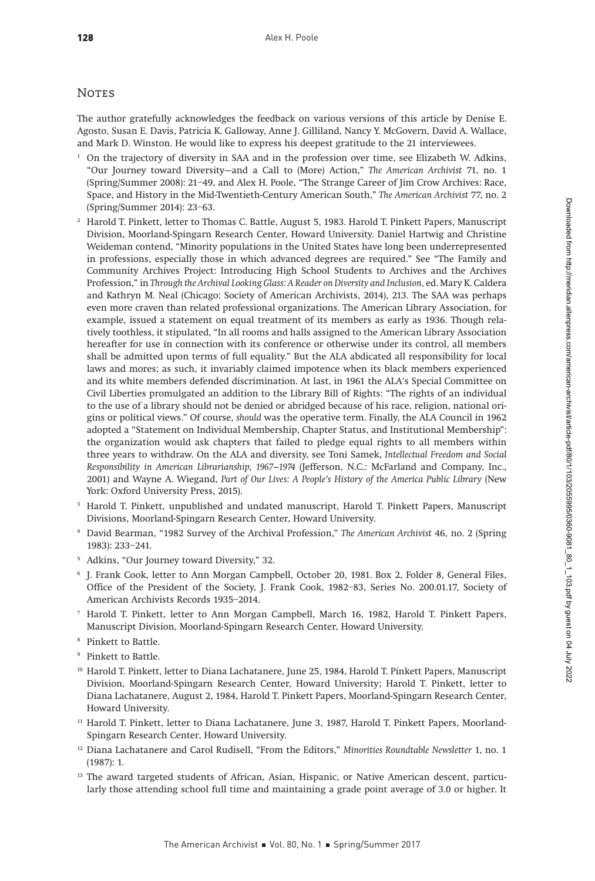## Notes

The author gratefully acknowledges the feedback on various versions of this article by Denise E. Agosto, Susan E. Davis, Patricia K. Galloway, Anne J. Gilliland, Nancy Y. McGovern, David A. Wallace, and Mark D. Winston. He would like to express his deepest gratitude to the 21 interviewees.

1. On the trajectory of diversity in SAA and in the profession over time, see Elizabeth W. Adkins, "Our Journey toward Diversity—and a Call to (More) Action," *The American Archivist* 71, no. 1 (Spring/Summer 2008): 21–49, and Alex H. Poole, "The Strange Career of Jim Crow Archives: Race, Space, and History in the Mid-Twentieth-Century American South," *The American Archivist* 77, no. 2 (Spring/Summer 2014): 23–63.

2. Harold T. Pinkett, letter to Thomas C. Battle, August 5, 1983. Harold T. Pinkett Papers, Manuscript Division, Moorland-Spingarn Research Center, Howard University. Daniel Hartwig and Christine Weideman contend, "Minority populations in the United States have long been underrepresented in professions, especially those in which advanced degrees are required." See "The Family and Community Archives Project: Introducing High School Students to Archives and the Archives Profession," in *Through the Archival Looking Glass: A Reader on Diversity and Inclusion*, ed. Mary K. Caldera and Kathryn M. Neal (Chicago: Society of American Archivists, 2014), 213. The SAA was perhaps even more craven than related professional organizations. The American Library Association, for example, issued a statement on equal treatment of its members as early as 1936. Though relatively toothless, it stipulated, "In all rooms and halls assigned to the American Library Association hereafter for use in connection with its conference or otherwise under its control, all members shall be admitted upon terms of full equality." But the ALA abdicated all responsibility for local laws and mores; as such, it invariably claimed impotence when its black members experienced and its white members defended discrimination. At last, in 1961 the ALA's Special Committee on Civil Liberties promulgated an addition to the Library Bill of Rights: "The rights of an individual to the use of a library should not be denied or abridged because of his race, religion, national origins or political views." Of course, *should* was the operative term. Finally, the ALA Council in 1962 adopted a "Statement on Individual Membership, Chapter Status, and Institutional Membership": the organization would ask chapters that failed to pledge equal rights to all members within three years to withdraw. On the ALA and diversity, see Toni Samek, *Intellectual Freedom and Social Responsibility in American Librarianship, 1967–1974* (Jefferson, N.C.: McFarland and Company, Inc., 2001) and Wayne A. Wiegand, *Part of Our Lives: A People's History of the America Public Library* (New York: Oxford University Press, 2015).

3. Harold T. Pinkett, unpublished and undated manuscript, Harold T. Pinkett Papers, Manuscript Divisions, Moorland-Spingarn Research Center, Howard University.

4. David Bearman, "1982 Survey of the Archival Profession," *The American Archivist* 46, no. 2 (Spring 1983): 233–241.

5. Adkins, "Our Journey toward Diversity," 32.

6. J. Frank Cook, letter to Ann Morgan Campbell, October 20, 1981. Box 2, Folder 8, General Files, Office of the President of the Society, J. Frank Cook, 1982–83, Series No. 200.01.17, Society of American Archivists Records 1935–2014.

7. Harold T. Pinkett, letter to Ann Morgan Campbell, March 16, 1982, Harold T. Pinkett Papers, Manuscript Division, Moorland-Spingarn Research Center, Howard University.

8. Pinkett to Battle.

9. Pinkett to Battle.

10. Harold T. Pinkett, letter to Diana Lachatanere, June 25, 1984, Harold T. Pinkett Papers, Manuscript Division, Moorland-Spingarn Research Center, Howard University; Harold T. Pinkett, letter to Diana Lachatanere, August 2, 1984, Harold T. Pinkett Papers, Moorland-Spingarn Research Center, Howard University.

11. Harold T. Pinkett, letter to Diana Lachatanere, June 3, 1987, Harold T. Pinkett Papers, Moorland-Spingarn Research Center, Howard University.

12. Diana Lachatanere and Carol Rudisell, "From the Editors," *Minorities Roundtable Newsletter* 1, no. 1 (1987): 1.

13. The award targeted students of African, Asian, Hispanic, or Native American descent, particularly those attending school full time and maintaining a grade point average of 3.0 or higher. It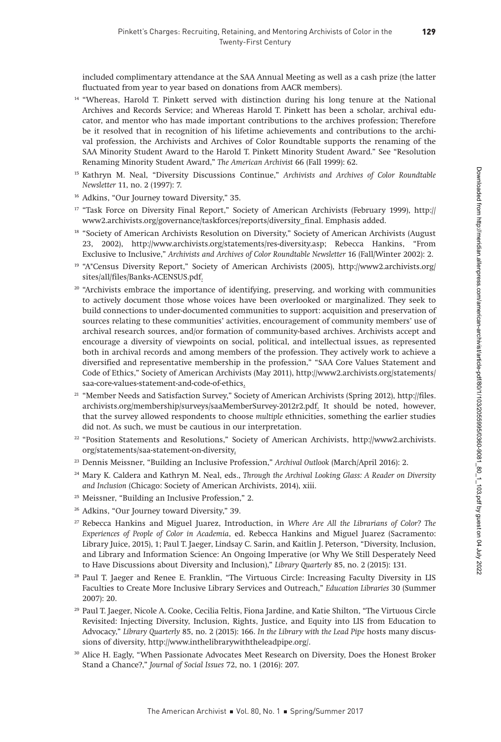included complimentary attendance at the SAA Annual Meeting as well as a cash prize (the latter fluctuated from year to year based on donations from AACR members).

[14] "Whereas, Harold T. Pinkett served with distinction during his long tenure at the National Archives and Records Service; and Whereas Harold T. Pinkett has been a scholar, archival educator, and mentor who has made important contributions to the archives profession; Therefore be it resolved that in recognition of his lifetime achievements and contributions to the archival profession, the Archivists and Archives of Color Roundtable supports the renaming of the SAA Minority Student Award to the Harold T. Pinkett Minority Student Award." See "Resolution Renaming Minority Student Award," *The American Archivist* 66 (Fall 1999): 62.

[15] Kathryn M. Neal, "Diversity Discussions Continue," *Archivists and Archives of Color Roundtable Newsletter* 11, no. 2 (1997): 7.

[16] Adkins, "Our Journey toward Diversity," 35.

[17] "Task Force on Diversity Final Report," Society of American Archivists (February 1999), http://www2.archivists.org/governance/taskforces/reports/diversity_final. Emphasis added.

[18] "Society of American Archivists Resolution on Diversity," Society of American Archivists (August 23, 2002), http://www.archivists.org/statements/res-diversity.asp; Rebecca Hankins, "From Exclusive to Inclusive," *Archivists and Archives of Color Roundtable Newsletter* 16 (Fall/Winter 2002): 2.

[19] "A*Census Diversity Report," Society of American Archivists (2005), http://www2.archivists.org/sites/all/files/Banks-ACENSUS.pdf.

[20] "Archivists embrace the importance of identifying, preserving, and working with communities to actively document those whose voices have been overlooked or marginalized. They seek to build connections to under-documented communities to support: acquisition and preservation of sources relating to these communities' activities, encouragement of community members' use of archival research sources, and/or formation of community-based archives. Archivists accept and encourage a diversity of viewpoints on social, political, and intellectual issues, as represented both in archival records and among members of the profession. They actively work to achieve a diversified and representative membership in the profession," "SAA Core Values Statement and Code of Ethics," Society of American Archivists (May 2011), http://www2.archivists.org/statements/saa-core-values-statement-and-code-of-ethics.

[21] "Member Needs and Satisfaction Survey," Society of American Archivists (Spring 2012), http://files.archivists.org/membership/surveys/saaMemberSurvey-2012r2.pdf. It should be noted, however, that the survey allowed respondents to choose *multiple* ethnicities, something the earlier studies did not. As such, we must be cautious in our interpretation.

[22] "Position Statements and Resolutions," Society of American Archivists, http://www2.archivists.org/statements/saa-statement-on-diversity.

[23] Dennis Meissner, "Building an Inclusive Profession," *Archival Outlook* (March/April 2016): 2.

[24] Mary K. Caldera and Kathryn M. Neal, eds., *Through the Archival Looking Glass: A Reader on Diversity and Inclusion* (Chicago: Society of American Archivists, 2014), xiii.

[25] Meissner, "Building an Inclusive Profession," 2.

[26] Adkins, "Our Journey toward Diversity," 39.

[27] Rebecca Hankins and Miguel Juarez, Introduction, in *Where Are All the Librarians of Color? The Experiences of People of Color in Academia*, ed. Rebecca Hankins and Miguel Juarez (Sacramento: Library Juice, 2015), 1; Paul T. Jaeger, Lindsay C. Sarin, and Kaitlin J. Peterson, "Diversity, Inclusion, and Library and Information Science: An Ongoing Imperative (or Why We Still Desperately Need to Have Discussions about Diversity and Inclusion)," *Library Quarterly* 85, no. 2 (2015): 131.

[28] Paul T. Jaeger and Renee E. Franklin, "The Virtuous Circle: Increasing Faculty Diversity in LIS Faculties to Create More Inclusive Library Services and Outreach," *Education Libraries* 30 (Summer 2007): 20.

[29] Paul T. Jaeger, Nicole A. Cooke, Cecilia Feltis, Fiona Jardine, and Katie Shilton, "The Virtuous Circle Revisited: Injecting Diversity, Inclusion, Rights, Justice, and Equity into LIS from Education to Advocacy," *Library Quarterly* 85, no. 2 (2015): 166. *In the Library with the Lead Pipe* hosts many discussions of diversity, http://www.inthelibrarywiththeleadpipe.org/.

[30] Alice H. Eagly, "When Passionate Advocates Meet Research on Diversity, Does the Honest Broker Stand a Chance?," *Journal of Social Issues* 72, no. 1 (2016): 207.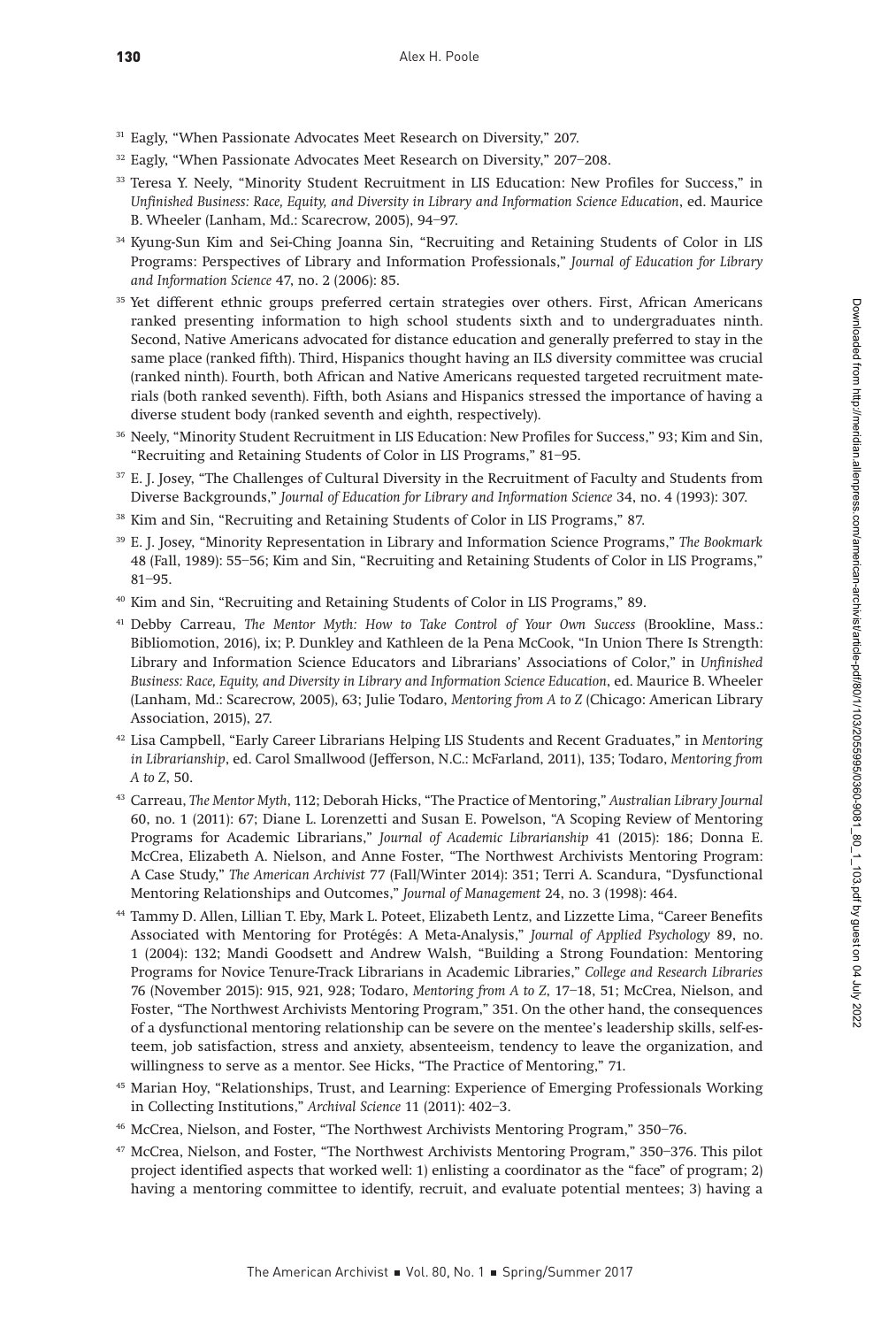31 Eagly, "When Passionate Advocates Meet Research on Diversity," 207.

32 Eagly, "When Passionate Advocates Meet Research on Diversity," 207–208.

33 Teresa Y. Neely, "Minority Student Recruitment in LIS Education: New Profiles for Success," in *Unfinished Business: Race, Equity, and Diversity in Library and Information Science Education*, ed. Maurice B. Wheeler (Lanham, Md.: Scarecrow, 2005), 94–97.

34 Kyung-Sun Kim and Sei-Ching Joanna Sin, "Recruiting and Retaining Students of Color in LIS Programs: Perspectives of Library and Information Professionals," *Journal of Education for Library and Information Science* 47, no. 2 (2006): 85.

35 Yet different ethnic groups preferred certain strategies over others. First, African Americans ranked presenting information to high school students sixth and to undergraduates ninth. Second, Native Americans advocated for distance education and generally preferred to stay in the same place (ranked fifth). Third, Hispanics thought having an ILS diversity committee was crucial (ranked ninth). Fourth, both African and Native Americans requested targeted recruitment materials (both ranked seventh). Fifth, both Asians and Hispanics stressed the importance of having a diverse student body (ranked seventh and eighth, respectively).

36 Neely, "Minority Student Recruitment in LIS Education: New Profiles for Success," 93; Kim and Sin, "Recruiting and Retaining Students of Color in LIS Programs," 81–95.

37 E. J. Josey, "The Challenges of Cultural Diversity in the Recruitment of Faculty and Students from Diverse Backgrounds," *Journal of Education for Library and Information Science* 34, no. 4 (1993): 307.

38 Kim and Sin, "Recruiting and Retaining Students of Color in LIS Programs," 87.

39 E. J. Josey, "Minority Representation in Library and Information Science Programs," *The Bookmark* 48 (Fall, 1989): 55–56; Kim and Sin, "Recruiting and Retaining Students of Color in LIS Programs," 81–95.

40 Kim and Sin, "Recruiting and Retaining Students of Color in LIS Programs," 89.

41 Debby Carreau, *The Mentor Myth: How to Take Control of Your Own Success* (Brookline, Mass.: Bibliomotion, 2016), ix; P. Dunkley and Kathleen de la Pena McCook, "In Union There Is Strength: Library and Information Science Educators and Librarians' Associations of Color," in *Unfinished Business: Race, Equity, and Diversity in Library and Information Science Education*, ed. Maurice B. Wheeler (Lanham, Md.: Scarecrow, 2005), 63; Julie Todaro, *Mentoring from A to Z* (Chicago: American Library Association, 2015), 27.

42 Lisa Campbell, "Early Career Librarians Helping LIS Students and Recent Graduates," in *Mentoring in Librarianship*, ed. Carol Smallwood (Jefferson, N.C.: McFarland, 2011), 135; Todaro, *Mentoring from A to Z*, 50.

43 Carreau, *The Mentor Myth*, 112; Deborah Hicks, "The Practice of Mentoring," *Australian Library Journal* 60, no. 1 (2011): 67; Diane L. Lorenzetti and Susan E. Powelson, "A Scoping Review of Mentoring Programs for Academic Librarians," *Journal of Academic Librarianship* 41 (2015): 186; Donna E. McCrea, Elizabeth A. Nielson, and Anne Foster, "The Northwest Archivists Mentoring Program: A Case Study," *The American Archivist* 77 (Fall/Winter 2014): 351; Terri A. Scandura, "Dysfunctional Mentoring Relationships and Outcomes," *Journal of Management* 24, no. 3 (1998): 464.

44 Tammy D. Allen, Lillian T. Eby, Mark L. Poteet, Elizabeth Lentz, and Lizzette Lima, "Career Benefits Associated with Mentoring for Protégés: A Meta-Analysis," *Journal of Applied Psychology* 89, no. 1 (2004): 132; Mandi Goodsett and Andrew Walsh, "Building a Strong Foundation: Mentoring Programs for Novice Tenure-Track Librarians in Academic Libraries," *College and Research Libraries* 76 (November 2015): 915, 921, 928; Todaro, *Mentoring from A to Z*, 17–18, 51; McCrea, Nielson, and Foster, "The Northwest Archivists Mentoring Program," 351. On the other hand, the consequences of a dysfunctional mentoring relationship can be severe on the mentee's leadership skills, self-esteem, job satisfaction, stress and anxiety, absenteeism, tendency to leave the organization, and willingness to serve as a mentor. See Hicks, "The Practice of Mentoring," 71.

45 Marian Hoy, "Relationships, Trust, and Learning: Experience of Emerging Professionals Working in Collecting Institutions," *Archival Science* 11 (2011): 402–3.

46 McCrea, Nielson, and Foster, "The Northwest Archivists Mentoring Program," 350–76.

47 McCrea, Nielson, and Foster, "The Northwest Archivists Mentoring Program," 350–376. This pilot project identified aspects that worked well: 1) enlisting a coordinator as the "face" of program; 2) having a mentoring committee to identify, recruit, and evaluate potential mentees; 3) having a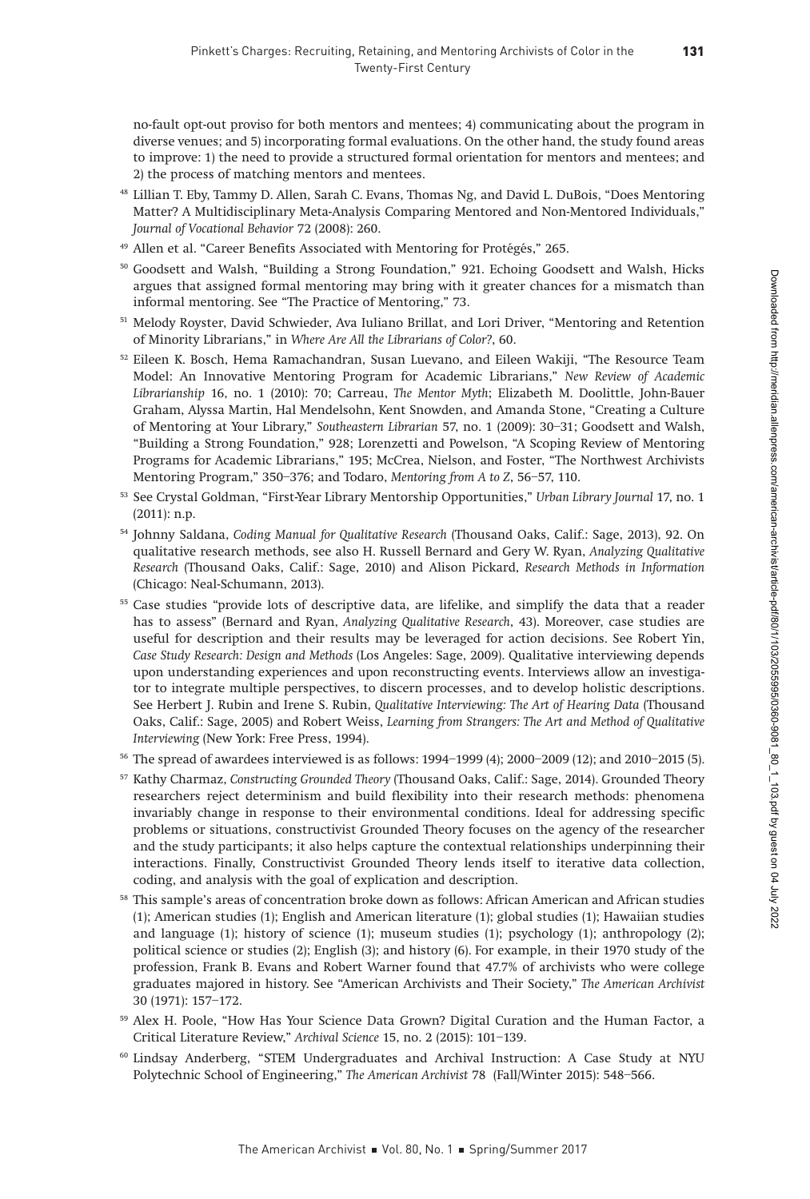no-fault opt-out proviso for both mentors and mentees; 4) communicating about the program in diverse venues; and 5) incorporating formal evaluations. On the other hand, the study found areas to improve: 1) the need to provide a structured formal orientation for mentors and mentees; and 2) the process of matching mentors and mentees.

[48] Lillian T. Eby, Tammy D. Allen, Sarah C. Evans, Thomas Ng, and David L. DuBois, "Does Mentoring Matter? A Multidisciplinary Meta-Analysis Comparing Mentored and Non-Mentored Individuals," *Journal of Vocational Behavior* 72 (2008): 260.

[49] Allen et al. "Career Benefits Associated with Mentoring for Protégés," 265.

[50] Goodsett and Walsh, "Building a Strong Foundation," 921. Echoing Goodsett and Walsh, Hicks argues that assigned formal mentoring may bring with it greater chances for a mismatch than informal mentoring. See "The Practice of Mentoring," 73.

[51] Melody Royster, David Schwieder, Ava Iuliano Brillat, and Lori Driver, "Mentoring and Retention of Minority Librarians," in *Where Are All the Librarians of Color?*, 60.

[52] Eileen K. Bosch, Hema Ramachandran, Susan Luevano, and Eileen Wakiji, "The Resource Team Model: An Innovative Mentoring Program for Academic Librarians," *New Review of Academic Librarianship* 16, no. 1 (2010): 70; Carreau, *The Mentor Myth*; Elizabeth M. Doolittle, John-Bauer Graham, Alyssa Martin, Hal Mendelsohn, Kent Snowden, and Amanda Stone, "Creating a Culture of Mentoring at Your Library," *Southeastern Librarian* 57, no. 1 (2009): 30–31; Goodsett and Walsh, "Building a Strong Foundation," 928; Lorenzetti and Powelson, "A Scoping Review of Mentoring Programs for Academic Librarians," 195; McCrea, Nielson, and Foster, "The Northwest Archivists Mentoring Program," 350–376; and Todaro, *Mentoring from A to Z*, 56–57, 110.

[53] See Crystal Goldman, "First-Year Library Mentorship Opportunities," *Urban Library Journal* 17, no. 1 (2011): n.p.

[54] Johnny Saldana, *Coding Manual for Qualitative Research* (Thousand Oaks, Calif.: Sage, 2013), 92. On qualitative research methods, see also H. Russell Bernard and Gery W. Ryan, *Analyzing Qualitative Research* (Thousand Oaks, Calif.: Sage, 2010) and Alison Pickard, *Research Methods in Information* (Chicago: Neal-Schumann, 2013).

[55] Case studies "provide lots of descriptive data, are lifelike, and simplify the data that a reader has to assess" (Bernard and Ryan, *Analyzing Qualitative Research*, 43). Moreover, case studies are useful for description and their results may be leveraged for action decisions. See Robert Yin, *Case Study Research: Design and Methods* (Los Angeles: Sage, 2009). Qualitative interviewing depends upon understanding experiences and upon reconstructing events. Interviews allow an investigator to integrate multiple perspectives, to discern processes, and to develop holistic descriptions. See Herbert J. Rubin and Irene S. Rubin, *Qualitative Interviewing: The Art of Hearing Data* (Thousand Oaks, Calif.: Sage, 2005) and Robert Weiss, *Learning from Strangers: The Art and Method of Qualitative Interviewing* (New York: Free Press, 1994).

[56] The spread of awardees interviewed is as follows: 1994–1999 (4); 2000–2009 (12); and 2010–2015 (5).

[57] Kathy Charmaz, *Constructing Grounded Theory* (Thousand Oaks, Calif.: Sage, 2014). Grounded Theory researchers reject determinism and build flexibility into their research methods: phenomena invariably change in response to their environmental conditions. Ideal for addressing specific problems or situations, constructivist Grounded Theory focuses on the agency of the researcher and the study participants; it also helps capture the contextual relationships underpinning their interactions. Finally, Constructivist Grounded Theory lends itself to iterative data collection, coding, and analysis with the goal of explication and description.

[58] This sample's areas of concentration broke down as follows: African American and African studies (1); American studies (1); English and American literature (1); global studies (1); Hawaiian studies and language (1); history of science (1); museum studies (1); psychology (1); anthropology (2); political science or studies (2); English (3); and history (6). For example, in their 1970 study of the profession, Frank B. Evans and Robert Warner found that 47.7% of archivists who were college graduates majored in history. See "American Archivists and Their Society," *The American Archivist* 30 (1971): 157–172.

[59] Alex H. Poole, "How Has Your Science Data Grown? Digital Curation and the Human Factor, a Critical Literature Review," *Archival Science* 15, no. 2 (2015): 101–139.

[60] Lindsay Anderberg, "STEM Undergraduates and Archival Instruction: A Case Study at NYU Polytechnic School of Engineering," *The American Archivist* 78 (Fall/Winter 2015): 548–566.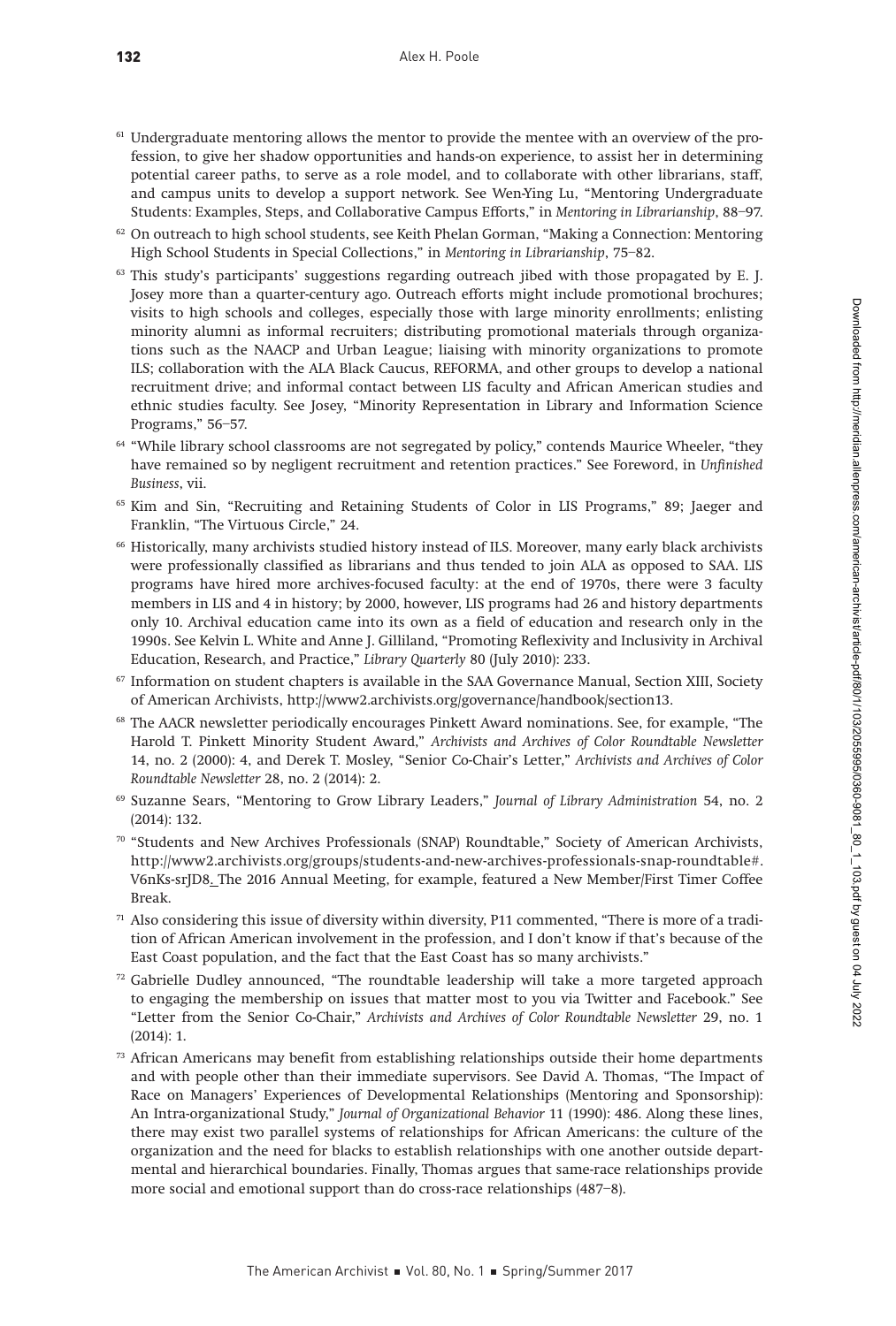[61] Undergraduate mentoring allows the mentor to provide the mentee with an overview of the profession, to give her shadow opportunities and hands-on experience, to assist her in determining potential career paths, to serve as a role model, and to collaborate with other librarians, staff, and campus units to develop a support network. See Wen-Ying Lu, "Mentoring Undergraduate Students: Examples, Steps, and Collaborative Campus Efforts," in *Mentoring in Librarianship*, 88–97.

[62] On outreach to high school students, see Keith Phelan Gorman, "Making a Connection: Mentoring High School Students in Special Collections," in *Mentoring in Librarianship*, 75–82.

[63] This study's participants' suggestions regarding outreach jibed with those propagated by E. J. Josey more than a quarter-century ago. Outreach efforts might include promotional brochures; visits to high schools and colleges, especially those with large minority enrollments; enlisting minority alumni as informal recruiters; distributing promotional materials through organizations such as the NAACP and Urban League; liaising with minority organizations to promote ILS; collaboration with the ALA Black Caucus, REFORMA, and other groups to develop a national recruitment drive; and informal contact between LIS faculty and African American studies and ethnic studies faculty. See Josey, "Minority Representation in Library and Information Science Programs," 56–57.

[64] "While library school classrooms are not segregated by policy," contends Maurice Wheeler, "they have remained so by negligent recruitment and retention practices." See Foreword, in *Unfinished Business*, vii.

[65] Kim and Sin, "Recruiting and Retaining Students of Color in LIS Programs," 89; Jaeger and Franklin, "The Virtuous Circle," 24.

[66] Historically, many archivists studied history instead of ILS. Moreover, many early black archivists were professionally classified as librarians and thus tended to join ALA as opposed to SAA. LIS programs have hired more archives-focused faculty: at the end of 1970s, there were 3 faculty members in LIS and 4 in history; by 2000, however, LIS programs had 26 and history departments only 10. Archival education came into its own as a field of education and research only in the 1990s. See Kelvin L. White and Anne J. Gilliland, "Promoting Reflexivity and Inclusivity in Archival Education, Research, and Practice," *Library Quarterly* 80 (July 2010): 233.

[67] Information on student chapters is available in the SAA Governance Manual, Section XIII, Society of American Archivists, http://www2.archivists.org/governance/handbook/section13.

[68] The AACR newsletter periodically encourages Pinkett Award nominations. See, for example, "The Harold T. Pinkett Minority Student Award," *Archivists and Archives of Color Roundtable Newsletter* 14, no. 2 (2000): 4, and Derek T. Mosley, "Senior Co-Chair's Letter," *Archivists and Archives of Color Roundtable Newsletter* 28, no. 2 (2014): 2.

[69] Suzanne Sears, "Mentoring to Grow Library Leaders," *Journal of Library Administration* 54, no. 2 (2014): 132.

[70] "Students and New Archives Professionals (SNAP) Roundtable," Society of American Archivists, http://www2.archivists.org/groups/students-and-new-archives-professionals-snap-roundtable#.V6nKs-srJD8. The 2016 Annual Meeting, for example, featured a New Member/First Timer Coffee Break.

[71] Also considering this issue of diversity within diversity, P11 commented, "There is more of a tradition of African American involvement in the profession, and I don't know if that's because of the East Coast population, and the fact that the East Coast has so many archivists."

[72] Gabrielle Dudley announced, "The roundtable leadership will take a more targeted approach to engaging the membership on issues that matter most to you via Twitter and Facebook." See "Letter from the Senior Co-Chair," *Archivists and Archives of Color Roundtable Newsletter* 29, no. 1 (2014): 1.

[73] African Americans may benefit from establishing relationships outside their home departments and with people other than their immediate supervisors. See David A. Thomas, "The Impact of Race on Managers' Experiences of Developmental Relationships (Mentoring and Sponsorship): An Intra-organizational Study," *Journal of Organizational Behavior* 11 (1990): 486. Along these lines, there may exist two parallel systems of relationships for African Americans: the culture of the organization and the need for blacks to establish relationships with one another outside departmental and hierarchical boundaries. Finally, Thomas argues that same-race relationships provide more social and emotional support than do cross-race relationships (487–8).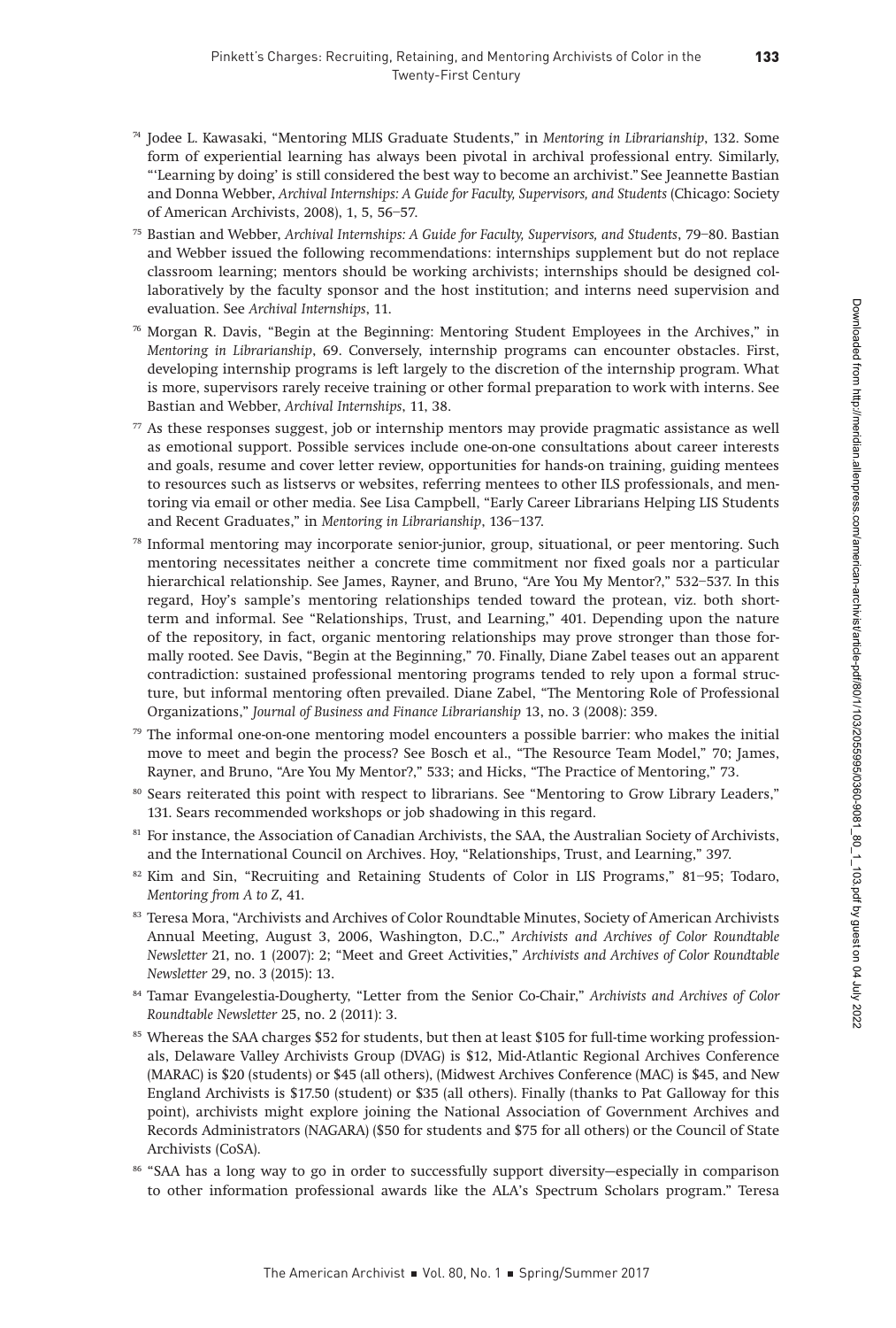[74] Jodee L. Kawasaki, "Mentoring MLIS Graduate Students," in *Mentoring in Librarianship*, 132. Some form of experiential learning has always been pivotal in archival professional entry. Similarly, "'Learning by doing' is still considered the best way to become an archivist." See Jeannette Bastian and Donna Webber, *Archival Internships: A Guide for Faculty, Supervisors, and Students* (Chicago: Society of American Archivists, 2008), 1, 5, 56–57.

[75] Bastian and Webber, *Archival Internships: A Guide for Faculty, Supervisors, and Students*, 79–80. Bastian and Webber issued the following recommendations: internships supplement but do not replace classroom learning; mentors should be working archivists; internships should be designed collaboratively by the faculty sponsor and the host institution; and interns need supervision and evaluation. See *Archival Internships*, 11.

[76] Morgan R. Davis, "Begin at the Beginning: Mentoring Student Employees in the Archives," in *Mentoring in Librarianship*, 69. Conversely, internship programs can encounter obstacles. First, developing internship programs is left largely to the discretion of the internship program. What is more, supervisors rarely receive training or other formal preparation to work with interns. See Bastian and Webber, *Archival Internships*, 11, 38.

[77] As these responses suggest, job or internship mentors may provide pragmatic assistance as well as emotional support. Possible services include one-on-one consultations about career interests and goals, resume and cover letter review, opportunities for hands-on training, guiding mentees to resources such as listservs or websites, referring mentees to other ILS professionals, and mentoring via email or other media. See Lisa Campbell, "Early Career Librarians Helping LIS Students and Recent Graduates," in *Mentoring in Librarianship*, 136–137.

[78] Informal mentoring may incorporate senior-junior, group, situational, or peer mentoring. Such mentoring necessitates neither a concrete time commitment nor fixed goals nor a particular hierarchical relationship. See James, Rayner, and Bruno, "Are You My Mentor?," 532–537. In this regard, Hoy's sample's mentoring relationships tended toward the protean, viz. both short-term and informal. See "Relationships, Trust, and Learning," 401. Depending upon the nature of the repository, in fact, organic mentoring relationships may prove stronger than those formally rooted. See Davis, "Begin at the Beginning," 70. Finally, Diane Zabel teases out an apparent contradiction: sustained professional mentoring programs tended to rely upon a formal structure, but informal mentoring often prevailed. Diane Zabel, "The Mentoring Role of Professional Organizations," *Journal of Business and Finance Librarianship* 13, no. 3 (2008): 359.

[79] The informal one-on-one mentoring model encounters a possible barrier: who makes the initial move to meet and begin the process? See Bosch et al., "The Resource Team Model," 70; James, Rayner, and Bruno, "Are You My Mentor?," 533; and Hicks, "The Practice of Mentoring," 73.

[80] Sears reiterated this point with respect to librarians. See "Mentoring to Grow Library Leaders," 131. Sears recommended workshops or job shadowing in this regard.

[81] For instance, the Association of Canadian Archivists, the SAA, the Australian Society of Archivists, and the International Council on Archives. Hoy, "Relationships, Trust, and Learning," 397.

[82] Kim and Sin, "Recruiting and Retaining Students of Color in LIS Programs," 81–95; Todaro, *Mentoring from A to Z*, 41.

[83] Teresa Mora, "Archivists and Archives of Color Roundtable Minutes, Society of American Archivists Annual Meeting, August 3, 2006, Washington, D.C.," *Archivists and Archives of Color Roundtable Newsletter* 21, no. 1 (2007): 2; "Meet and Greet Activities," *Archivists and Archives of Color Roundtable Newsletter* 29, no. 3 (2015): 13.

[84] Tamar Evangelestia-Dougherty, "Letter from the Senior Co-Chair," *Archivists and Archives of Color Roundtable Newsletter* 25, no. 2 (2011): 3.

[85] Whereas the SAA charges $52 for students, but then at least $105 for full-time working professionals, Delaware Valley Archivists Group (DVAG) is $12, Mid-Atlantic Regional Archives Conference (MARAC) is $20 (students) or $45 (all others), (Midwest Archives Conference (MAC) is $45, and New England Archivists is $17.50 (student) or $35 (all others). Finally (thanks to Pat Galloway for this point), archivists might explore joining the National Association of Government Archives and Records Administrators (NAGARA) ($50 for students and $75 for all others) or the Council of State Archivists (CoSA).

[86] "SAA has a long way to go in order to successfully support diversity—especially in comparison to other information professional awards like the ALA's Spectrum Scholars program." Teresa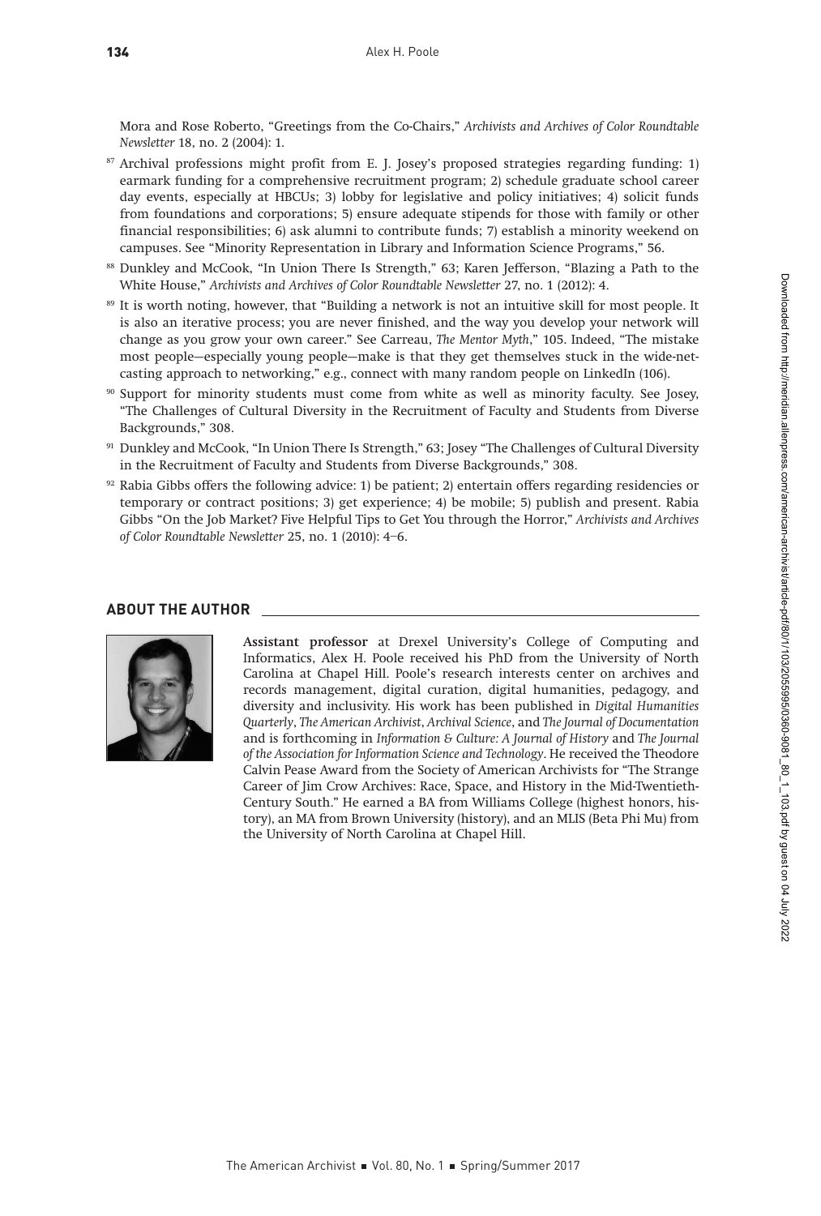Mora and Rose Roberto, "Greetings from the Co-Chairs," *Archivists and Archives of Color Roundtable Newsletter* 18, no. 2 (2004): 1.

[87] Archival professions might profit from E. J. Josey's proposed strategies regarding funding: 1) earmark funding for a comprehensive recruitment program; 2) schedule graduate school career day events, especially at HBCUs; 3) lobby for legislative and policy initiatives; 4) solicit funds from foundations and corporations; 5) ensure adequate stipends for those with family or other financial responsibilities; 6) ask alumni to contribute funds; 7) establish a minority weekend on campuses. See "Minority Representation in Library and Information Science Programs," 56.

[88] Dunkley and McCook, "In Union There Is Strength," 63; Karen Jefferson, "Blazing a Path to the White House," *Archivists and Archives of Color Roundtable Newsletter* 27, no. 1 (2012): 4.

[89] It is worth noting, however, that "Building a network is not an intuitive skill for most people. It is also an iterative process; you are never finished, and the way you develop your network will change as you grow your own career." See Carreau, *The Mentor Myth*," 105. Indeed, "The mistake most people—especially young people—make is that they get themselves stuck in the wide-net-casting approach to networking," e.g., connect with many random people on LinkedIn (106).

[90] Support for minority students must come from white as well as minority faculty. See Josey, "The Challenges of Cultural Diversity in the Recruitment of Faculty and Students from Diverse Backgrounds," 308.

[91] Dunkley and McCook, "In Union There Is Strength," 63; Josey "The Challenges of Cultural Diversity in the Recruitment of Faculty and Students from Diverse Backgrounds," 308.

[92] Rabia Gibbs offers the following advice: 1) be patient; 2) entertain offers regarding residencies or temporary or contract positions; 3) get experience; 4) be mobile; 5) publish and present. Rabia Gibbs "On the Job Market? Five Helpful Tips to Get You through the Horror," *Archivists and Archives of Color Roundtable Newsletter* 25, no. 1 (2010): 4–6.

## ABOUT THE AUTHOR

**Assistant professor** at Drexel University's College of Computing and Informatics, Alex H. Poole received his PhD from the University of North Carolina at Chapel Hill. Poole's research interests center on archives and records management, digital curation, digital humanities, pedagogy, and diversity and inclusivity. His work has been published in *Digital Humanities Quarterly*, *The American Archivist*, *Archival Science*, and *The Journal of Documentation* and is forthcoming in *Information & Culture: A Journal of History* and *The Journal of the Association for Information Science and Technology*. He received the Theodore Calvin Pease Award from the Society of American Archivists for "The Strange Career of Jim Crow Archives: Race, Space, and History in the Mid-Twentieth-Century South." He earned a BA from Williams College (highest honors, history), an MA from Brown University (history), and an MLIS (Beta Phi Mu) from the University of North Carolina at Chapel Hill.